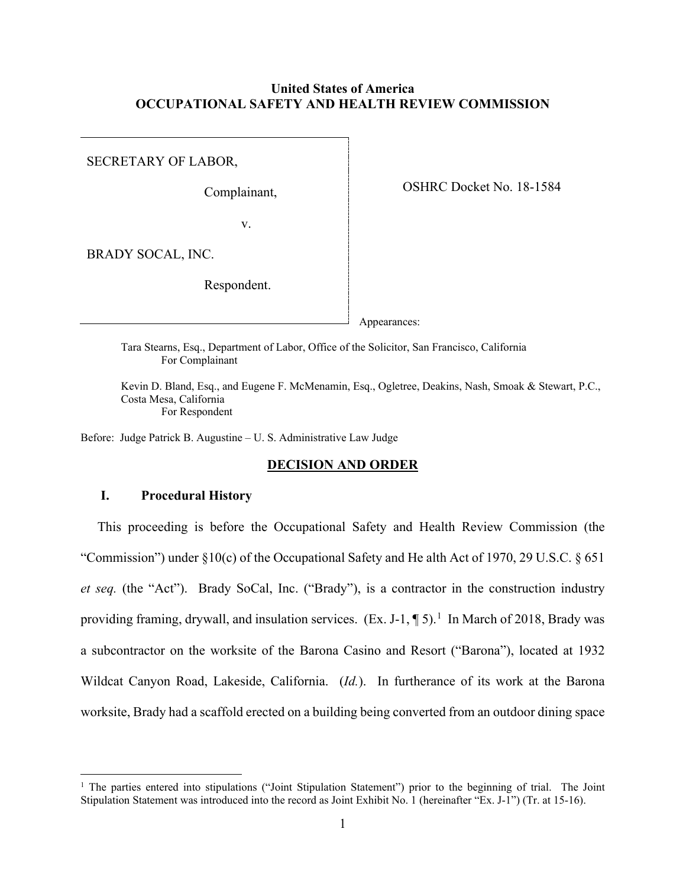**United States of America**
**OCCUPATIONAL SAFETY AND HEALTH REVIEW COMMISSION**

SECRETARY OF LABOR,

Complainant,

v.

BRADY SOCAL, INC.

Respondent.

OSHRC Docket No. 18-1584

Appearances:

Tara Stearns, Esq., Department of Labor, Office of the Solicitor, San Francisco, California
For Complainant

Kevin D. Bland, Esq., and Eugene F. McMenamin, Esq., Ogletree, Deakins, Nash, Smoak & Stewart, P.C., Costa Mesa, California
For Respondent

Before: Judge Patrick B. Augustine – U. S. Administrative Law Judge

## DECISION AND ORDER

### I. Procedural History

This proceeding is before the Occupational Safety and Health Review Commission (the "Commission") under §10(c) of the Occupational Safety and He alth Act of 1970, 29 U.S.C. § 651 *et seq.* (the "Act"). Brady SoCal, Inc. ("Brady"), is a contractor in the construction industry providing framing, drywall, and insulation services. (Ex. J-1, ¶ 5).[1] In March of 2018, Brady was a subcontractor on the worksite of the Barona Casino and Resort ("Barona"), located at 1932 Wildcat Canyon Road, Lakeside, California. (*Id.*). In furtherance of its work at the Barona worksite, Brady had a scaffold erected on a building being converted from an outdoor dining space

[1] The parties entered into stipulations ("Joint Stipulation Statement") prior to the beginning of trial. The Joint Stipulation Statement was introduced into the record as Joint Exhibit No. 1 (hereinafter "Ex. J-1") (Tr. at 15-16).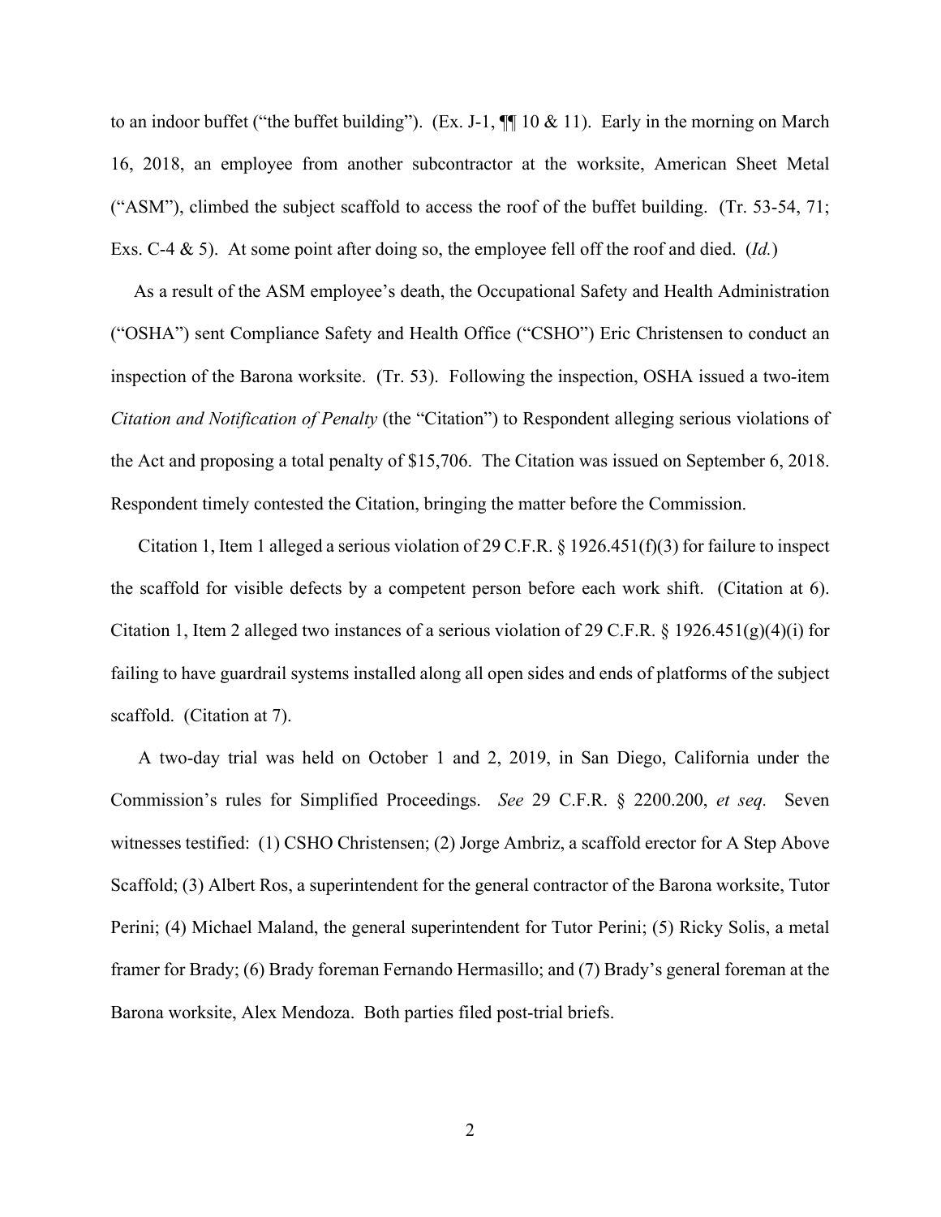to an indoor buffet ("the buffet building"). (Ex. J-1, ¶¶ 10 & 11). Early in the morning on March 16, 2018, an employee from another subcontractor at the worksite, American Sheet Metal ("ASM"), climbed the subject scaffold to access the roof of the buffet building. (Tr. 53-54, 71; Exs. C-4 & 5). At some point after doing so, the employee fell off the roof and died. (*Id.*)

As a result of the ASM employee's death, the Occupational Safety and Health Administration ("OSHA") sent Compliance Safety and Health Office ("CSHO") Eric Christensen to conduct an inspection of the Barona worksite. (Tr. 53). Following the inspection, OSHA issued a two-item *Citation and Notification of Penalty* (the "Citation") to Respondent alleging serious violations of the Act and proposing a total penalty of $15,706. The Citation was issued on September 6, 2018. Respondent timely contested the Citation, bringing the matter before the Commission.

Citation 1, Item 1 alleged a serious violation of 29 C.F.R. § 1926.451(f)(3) for failure to inspect the scaffold for visible defects by a competent person before each work shift. (Citation at 6). Citation 1, Item 2 alleged two instances of a serious violation of 29 C.F.R. § 1926.451(g)(4)(i) for failing to have guardrail systems installed along all open sides and ends of platforms of the subject scaffold. (Citation at 7).

A two-day trial was held on October 1 and 2, 2019, in San Diego, California under the Commission's rules for Simplified Proceedings. *See* 29 C.F.R. § 2200.200, *et seq.* Seven witnesses testified: (1) CSHO Christensen; (2) Jorge Ambriz, a scaffold erector for A Step Above Scaffold; (3) Albert Ros, a superintendent for the general contractor of the Barona worksite, Tutor Perini; (4) Michael Maland, the general superintendent for Tutor Perini; (5) Ricky Solis, a metal framer for Brady; (6) Brady foreman Fernando Hermasillo; and (7) Brady's general foreman at the Barona worksite, Alex Mendoza. Both parties filed post-trial briefs.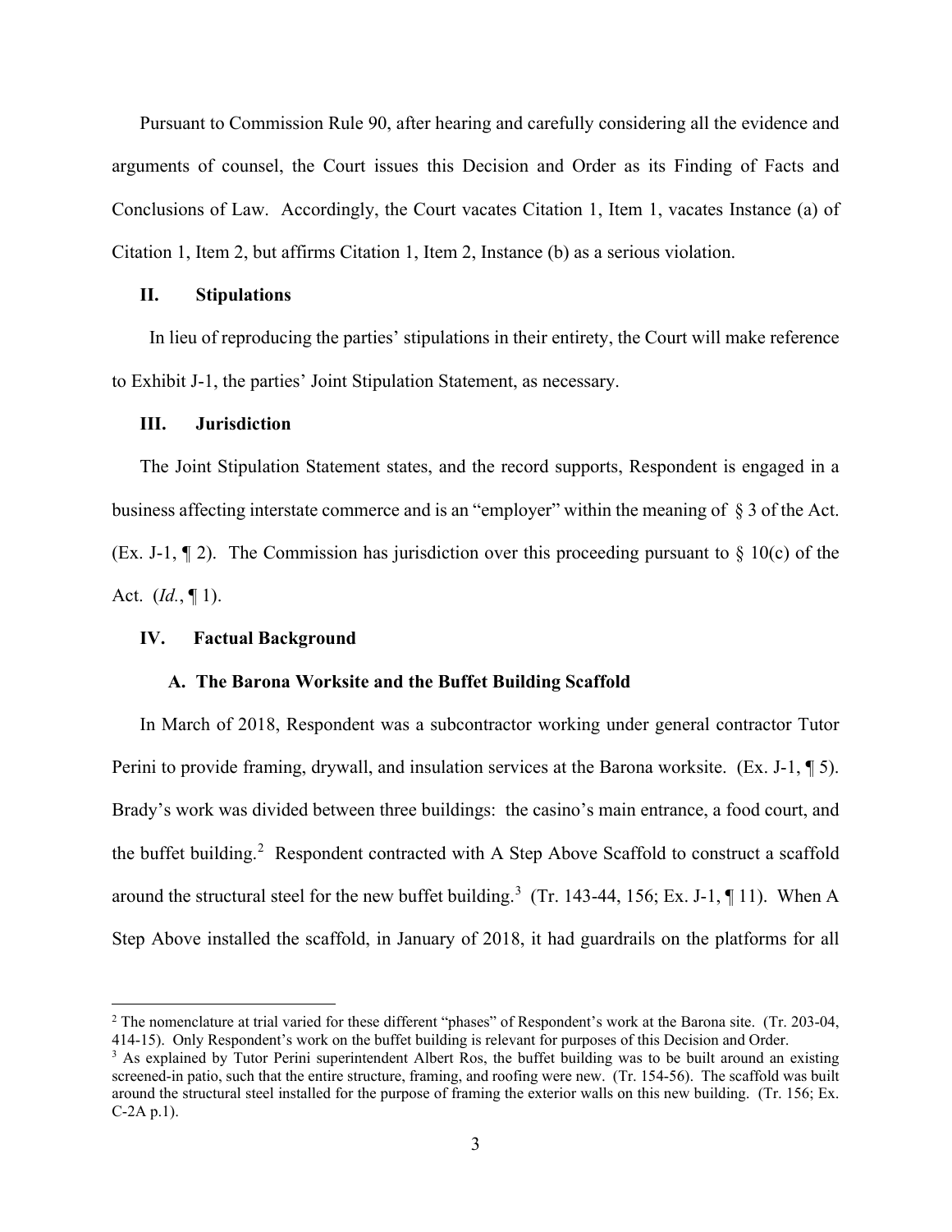Pursuant to Commission Rule 90, after hearing and carefully considering all the evidence and arguments of counsel, the Court issues this Decision and Order as its Finding of Facts and Conclusions of Law. Accordingly, the Court vacates Citation 1, Item 1, vacates Instance (a) of Citation 1, Item 2, but affirms Citation 1, Item 2, Instance (b) as a serious violation.

## II. Stipulations

In lieu of reproducing the parties' stipulations in their entirety, the Court will make reference to Exhibit J-1, the parties' Joint Stipulation Statement, as necessary.

## III. Jurisdiction

The Joint Stipulation Statement states, and the record supports, Respondent is engaged in a business affecting interstate commerce and is an "employer" within the meaning of § 3 of the Act. (Ex. J-1, ¶ 2). The Commission has jurisdiction over this proceeding pursuant to § 10(c) of the Act. (*Id.*, ¶ 1).

## IV. Factual Background

### A. The Barona Worksite and the Buffet Building Scaffold

In March of 2018, Respondent was a subcontractor working under general contractor Tutor Perini to provide framing, drywall, and insulation services at the Barona worksite. (Ex. J-1, ¶ 5). Brady's work was divided between three buildings: the casino's main entrance, a food court, and the buffet building.[2] Respondent contracted with A Step Above Scaffold to construct a scaffold around the structural steel for the new buffet building.[3] (Tr. 143-44, 156; Ex. J-1, ¶ 11). When A Step Above installed the scaffold, in January of 2018, it had guardrails on the platforms for all

---

[2] The nomenclature at trial varied for these different "phases" of Respondent's work at the Barona site. (Tr. 203-04, 414-15). Only Respondent's work on the buffet building is relevant for purposes of this Decision and Order.

[3] As explained by Tutor Perini superintendent Albert Ros, the buffet building was to be built around an existing screened-in patio, such that the entire structure, framing, and roofing were new. (Tr. 154-56). The scaffold was built around the structural steel installed for the purpose of framing the exterior walls on this new building. (Tr. 156; Ex. C-2A p.1).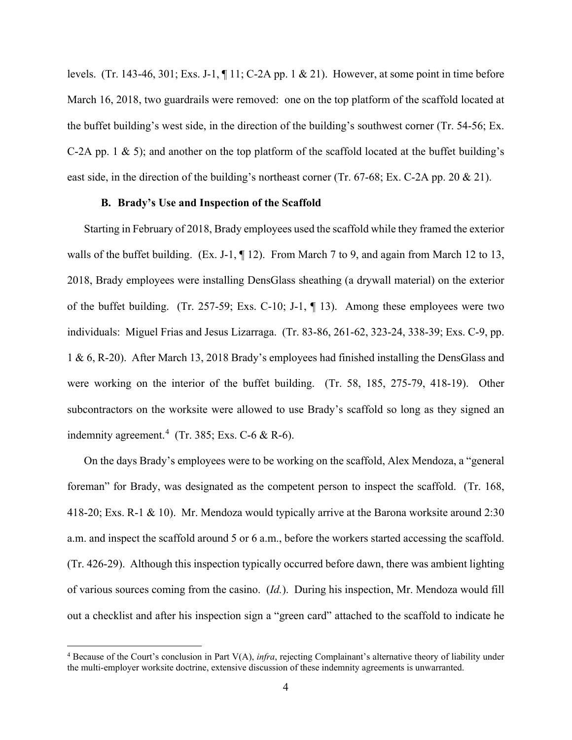levels. (Tr. 143-46, 301; Exs. J-1, ¶ 11; C-2A pp. 1 & 21). However, at some point in time before March 16, 2018, two guardrails were removed: one on the top platform of the scaffold located at the buffet building's west side, in the direction of the building's southwest corner (Tr. 54-56; Ex. C-2A pp. 1 & 5); and another on the top platform of the scaffold located at the buffet building's east side, in the direction of the building's northeast corner (Tr. 67-68; Ex. C-2A pp. 20 & 21).

### B. Brady's Use and Inspection of the Scaffold

Starting in February of 2018, Brady employees used the scaffold while they framed the exterior walls of the buffet building. (Ex. J-1, ¶ 12). From March 7 to 9, and again from March 12 to 13, 2018, Brady employees were installing DensGlass sheathing (a drywall material) on the exterior of the buffet building. (Tr. 257-59; Exs. C-10; J-1, ¶ 13). Among these employees were two individuals: Miguel Frias and Jesus Lizarraga. (Tr. 83-86, 261-62, 323-24, 338-39; Exs. C-9, pp. 1 & 6, R-20). After March 13, 2018 Brady's employees had finished installing the DensGlass and were working on the interior of the buffet building. (Tr. 58, 185, 275-79, 418-19). Other subcontractors on the worksite were allowed to use Brady's scaffold so long as they signed an indemnity agreement.[4] (Tr. 385; Exs. C-6 & R-6).

On the days Brady's employees were to be working on the scaffold, Alex Mendoza, a "general foreman" for Brady, was designated as the competent person to inspect the scaffold. (Tr. 168, 418-20; Exs. R-1 & 10). Mr. Mendoza would typically arrive at the Barona worksite around 2:30 a.m. and inspect the scaffold around 5 or 6 a.m., before the workers started accessing the scaffold. (Tr. 426-29). Although this inspection typically occurred before dawn, there was ambient lighting of various sources coming from the casino. (*Id.*). During his inspection, Mr. Mendoza would fill out a checklist and after his inspection sign a "green card" attached to the scaffold to indicate he

---

[4] Because of the Court's conclusion in Part V(A), *infra*, rejecting Complainant's alternative theory of liability under the multi-employer worksite doctrine, extensive discussion of these indemnity agreements is unwarranted.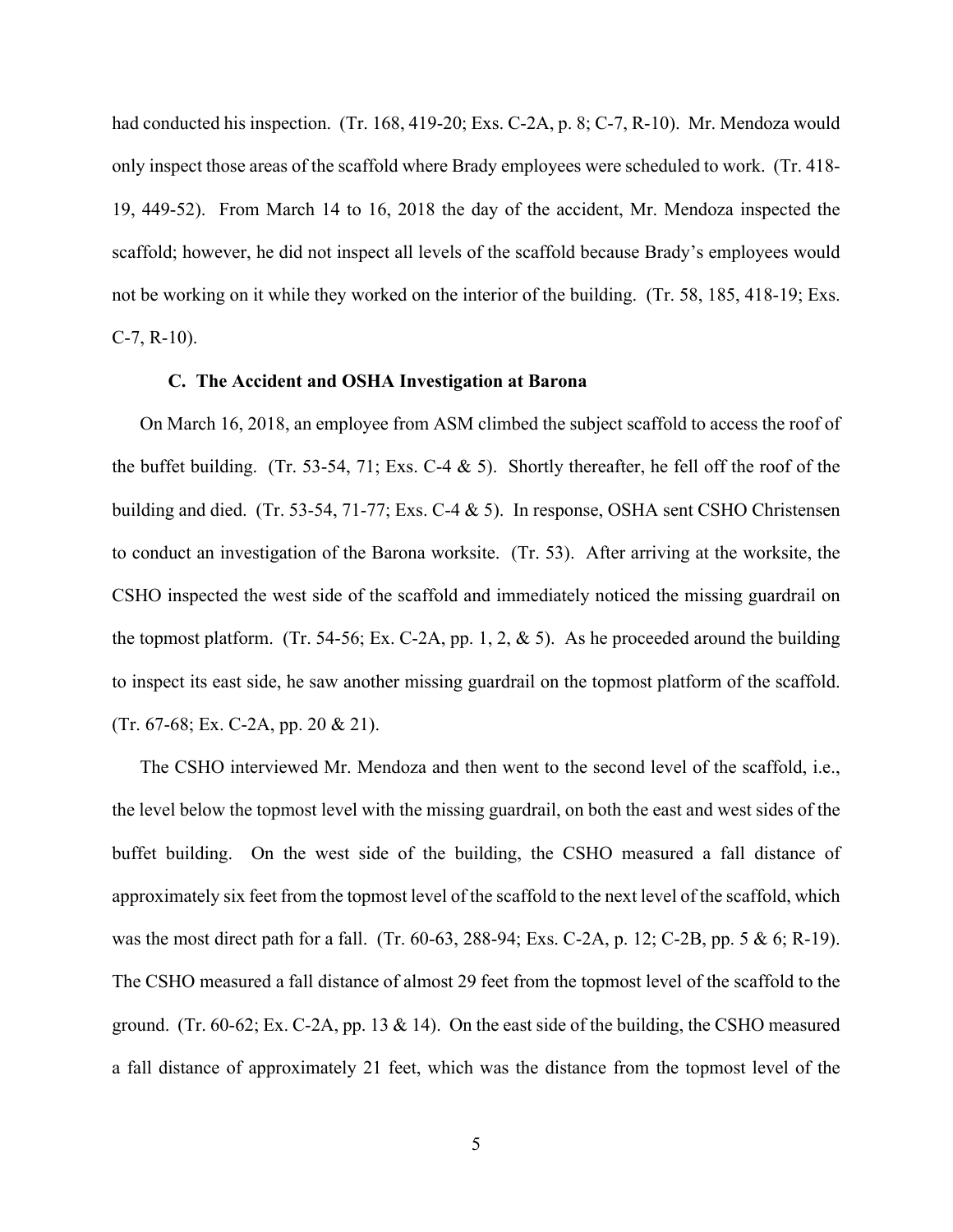had conducted his inspection. (Tr. 168, 419-20; Exs. C-2A, p. 8; C-7, R-10). Mr. Mendoza would only inspect those areas of the scaffold where Brady employees were scheduled to work. (Tr. 418-19, 449-52). From March 14 to 16, 2018 the day of the accident, Mr. Mendoza inspected the scaffold; however, he did not inspect all levels of the scaffold because Brady's employees would not be working on it while they worked on the interior of the building. (Tr. 58, 185, 418-19; Exs. C-7, R-10).

### C. The Accident and OSHA Investigation at Barona

On March 16, 2018, an employee from ASM climbed the subject scaffold to access the roof of the buffet building. (Tr. 53-54, 71; Exs. C-4 & 5). Shortly thereafter, he fell off the roof of the building and died. (Tr. 53-54, 71-77; Exs. C-4 & 5). In response, OSHA sent CSHO Christensen to conduct an investigation of the Barona worksite. (Tr. 53). After arriving at the worksite, the CSHO inspected the west side of the scaffold and immediately noticed the missing guardrail on the topmost platform. (Tr. 54-56; Ex. C-2A, pp. 1, 2, & 5). As he proceeded around the building to inspect its east side, he saw another missing guardrail on the topmost platform of the scaffold. (Tr. 67-68; Ex. C-2A, pp. 20 & 21).

The CSHO interviewed Mr. Mendoza and then went to the second level of the scaffold, i.e., the level below the topmost level with the missing guardrail, on both the east and west sides of the buffet building. On the west side of the building, the CSHO measured a fall distance of approximately six feet from the topmost level of the scaffold to the next level of the scaffold, which was the most direct path for a fall. (Tr. 60-63, 288-94; Exs. C-2A, p. 12; C-2B, pp. 5 & 6; R-19). The CSHO measured a fall distance of almost 29 feet from the topmost level of the scaffold to the ground. (Tr. 60-62; Ex. C-2A, pp. 13 & 14). On the east side of the building, the CSHO measured a fall distance of approximately 21 feet, which was the distance from the topmost level of the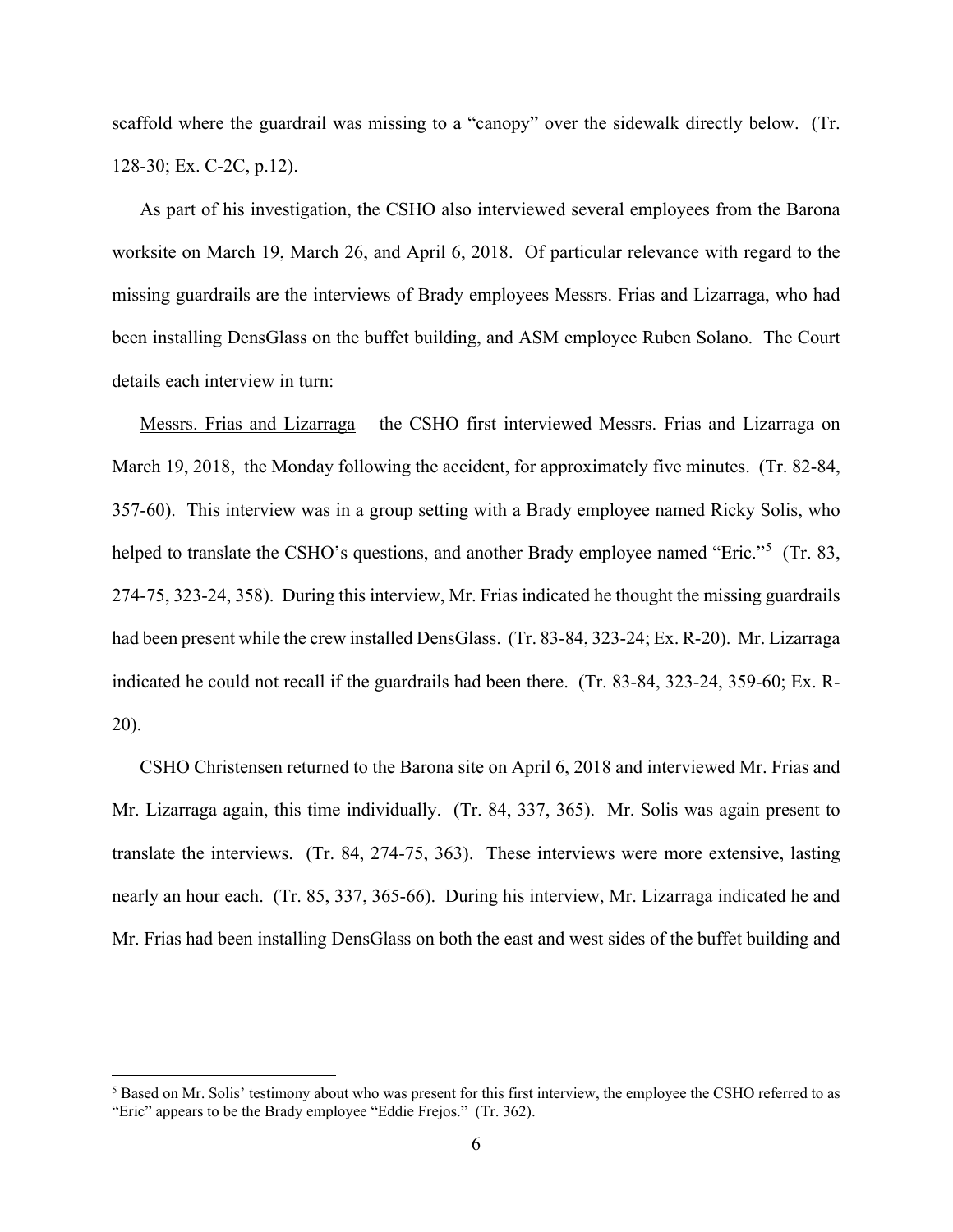scaffold where the guardrail was missing to a "canopy" over the sidewalk directly below. (Tr. 128-30; Ex. C-2C, p.12).

As part of his investigation, the CSHO also interviewed several employees from the Barona worksite on March 19, March 26, and April 6, 2018. Of particular relevance with regard to the missing guardrails are the interviews of Brady employees Messrs. Frias and Lizarraga, who had been installing DensGlass on the buffet building, and ASM employee Ruben Solano. The Court details each interview in turn:

<u>Messrs. Frias and Lizarraga</u> – the CSHO first interviewed Messrs. Frias and Lizarraga on March 19, 2018, the Monday following the accident, for approximately five minutes. (Tr. 82-84, 357-60). This interview was in a group setting with a Brady employee named Ricky Solis, who helped to translate the CSHO's questions, and another Brady employee named "Eric."[5] (Tr. 83, 274-75, 323-24, 358). During this interview, Mr. Frias indicated he thought the missing guardrails had been present while the crew installed DensGlass. (Tr. 83-84, 323-24; Ex. R-20). Mr. Lizarraga indicated he could not recall if the guardrails had been there. (Tr. 83-84, 323-24, 359-60; Ex. R-20).

CSHO Christensen returned to the Barona site on April 6, 2018 and interviewed Mr. Frias and Mr. Lizarraga again, this time individually. (Tr. 84, 337, 365). Mr. Solis was again present to translate the interviews. (Tr. 84, 274-75, 363). These interviews were more extensive, lasting nearly an hour each. (Tr. 85, 337, 365-66). During his interview, Mr. Lizarraga indicated he and Mr. Frias had been installing DensGlass on both the east and west sides of the buffet building and

[5] Based on Mr. Solis' testimony about who was present for this first interview, the employee the CSHO referred to as "Eric" appears to be the Brady employee "Eddie Frejos." (Tr. 362).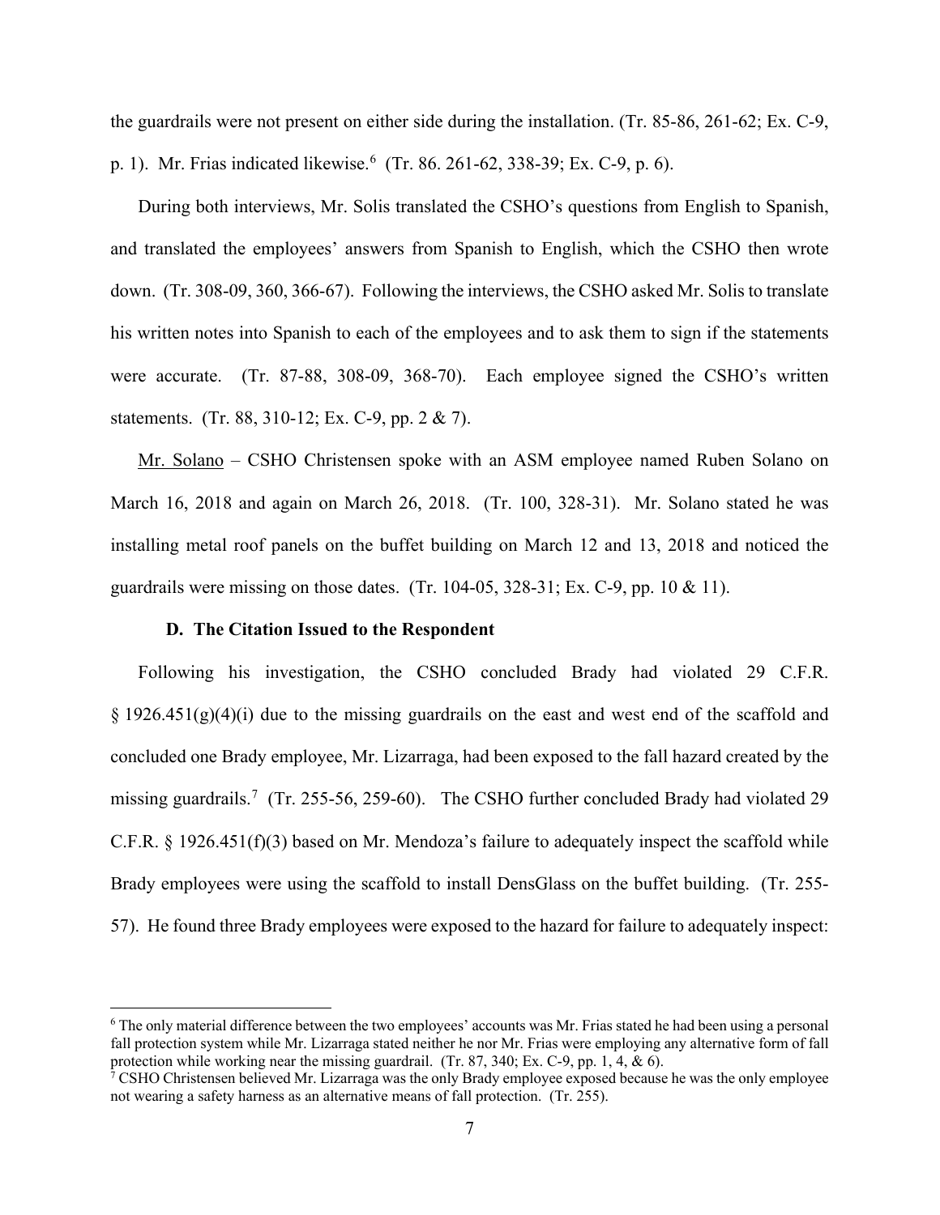the guardrails were not present on either side during the installation. (Tr. 85-86, 261-62; Ex. C-9, p. 1). Mr. Frias indicated likewise.[6] (Tr. 86. 261-62, 338-39; Ex. C-9, p. 6).

During both interviews, Mr. Solis translated the CSHO's questions from English to Spanish, and translated the employees' answers from Spanish to English, which the CSHO then wrote down. (Tr. 308-09, 360, 366-67). Following the interviews, the CSHO asked Mr. Solis to translate his written notes into Spanish to each of the employees and to ask them to sign if the statements were accurate. (Tr. 87-88, 308-09, 368-70). Each employee signed the CSHO's written statements. (Tr. 88, 310-12; Ex. C-9, pp. 2 & 7).

<u>Mr. Solano</u> – CSHO Christensen spoke with an ASM employee named Ruben Solano on March 16, 2018 and again on March 26, 2018. (Tr. 100, 328-31). Mr. Solano stated he was installing metal roof panels on the buffet building on March 12 and 13, 2018 and noticed the guardrails were missing on those dates. (Tr. 104-05, 328-31; Ex. C-9, pp. 10 & 11).

### D. The Citation Issued to the Respondent

Following his investigation, the CSHO concluded Brady had violated 29 C.F.R. § 1926.451(g)(4)(i) due to the missing guardrails on the east and west end of the scaffold and concluded one Brady employee, Mr. Lizarraga, had been exposed to the fall hazard created by the missing guardrails.[7] (Tr. 255-56, 259-60). The CSHO further concluded Brady had violated 29 C.F.R. § 1926.451(f)(3) based on Mr. Mendoza's failure to adequately inspect the scaffold while Brady employees were using the scaffold to install DensGlass on the buffet building. (Tr. 255-57). He found three Brady employees were exposed to the hazard for failure to adequately inspect:

---

[6] The only material difference between the two employees' accounts was Mr. Frias stated he had been using a personal fall protection system while Mr. Lizarraga stated neither he nor Mr. Frias were employing any alternative form of fall protection while working near the missing guardrail. (Tr. 87, 340; Ex. C-9, pp. 1, 4, & 6).

[7] CSHO Christensen believed Mr. Lizarraga was the only Brady employee exposed because he was the only employee not wearing a safety harness as an alternative means of fall protection. (Tr. 255).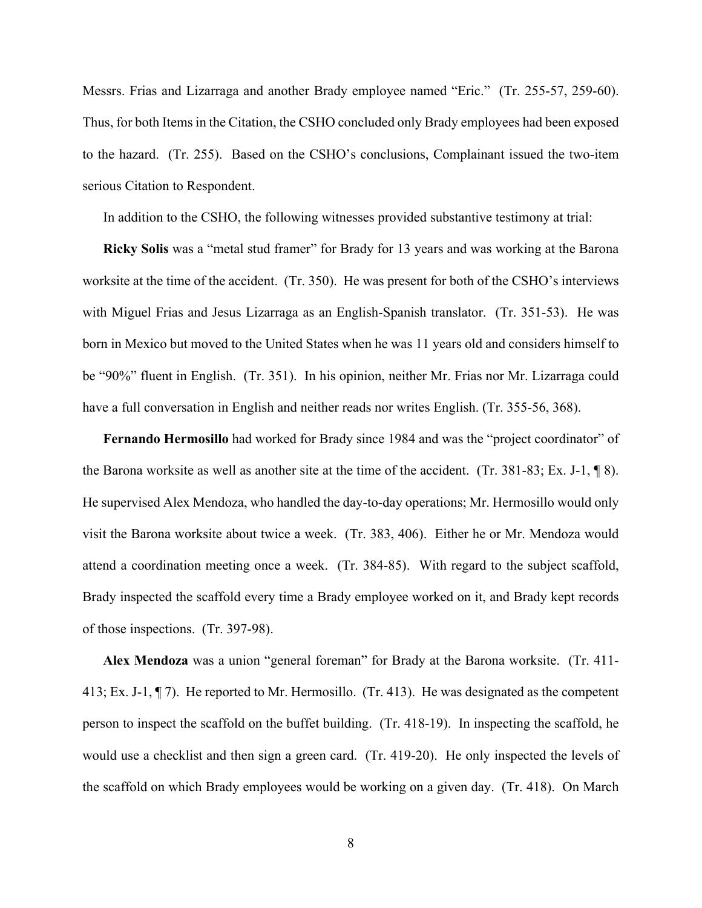Messrs. Frias and Lizarraga and another Brady employee named "Eric." (Tr. 255-57, 259-60). Thus, for both Items in the Citation, the CSHO concluded only Brady employees had been exposed to the hazard. (Tr. 255). Based on the CSHO's conclusions, Complainant issued the two-item serious Citation to Respondent.

In addition to the CSHO, the following witnesses provided substantive testimony at trial:

**Ricky Solis** was a "metal stud framer" for Brady for 13 years and was working at the Barona worksite at the time of the accident. (Tr. 350). He was present for both of the CSHO's interviews with Miguel Frias and Jesus Lizarraga as an English-Spanish translator. (Tr. 351-53). He was born in Mexico but moved to the United States when he was 11 years old and considers himself to be "90%" fluent in English. (Tr. 351). In his opinion, neither Mr. Frias nor Mr. Lizarraga could have a full conversation in English and neither reads nor writes English. (Tr. 355-56, 368).

**Fernando Hermosillo** had worked for Brady since 1984 and was the "project coordinator" of the Barona worksite as well as another site at the time of the accident. (Tr. 381-83; Ex. J-1, ¶ 8). He supervised Alex Mendoza, who handled the day-to-day operations; Mr. Hermosillo would only visit the Barona worksite about twice a week. (Tr. 383, 406). Either he or Mr. Mendoza would attend a coordination meeting once a week. (Tr. 384-85). With regard to the subject scaffold, Brady inspected the scaffold every time a Brady employee worked on it, and Brady kept records of those inspections. (Tr. 397-98).

**Alex Mendoza** was a union "general foreman" for Brady at the Barona worksite. (Tr. 411-413; Ex. J-1, ¶ 7). He reported to Mr. Hermosillo. (Tr. 413). He was designated as the competent person to inspect the scaffold on the buffet building. (Tr. 418-19). In inspecting the scaffold, he would use a checklist and then sign a green card. (Tr. 419-20). He only inspected the levels of the scaffold on which Brady employees would be working on a given day. (Tr. 418). On March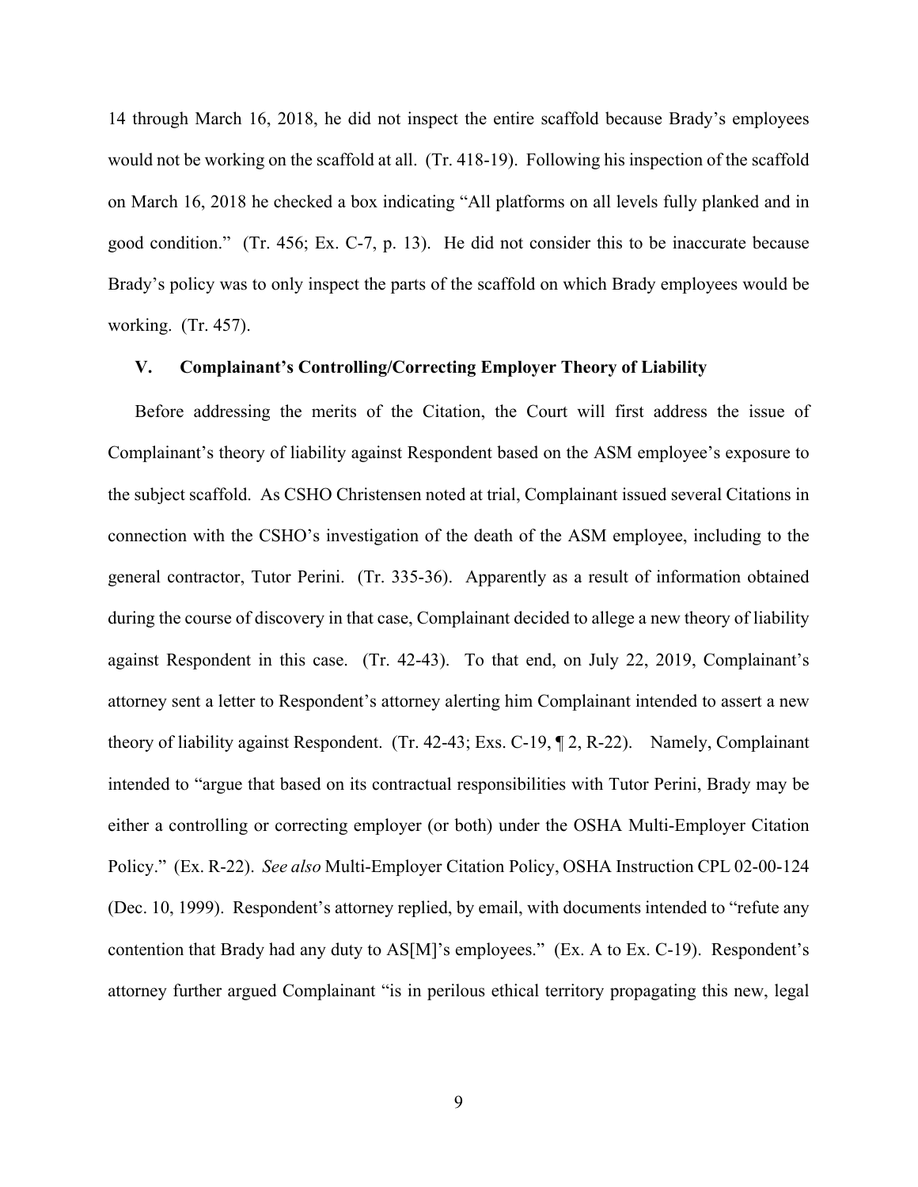14 through March 16, 2018, he did not inspect the entire scaffold because Brady's employees would not be working on the scaffold at all. (Tr. 418-19). Following his inspection of the scaffold on March 16, 2018 he checked a box indicating "All platforms on all levels fully planked and in good condition." (Tr. 456; Ex. C-7, p. 13). He did not consider this to be inaccurate because Brady's policy was to only inspect the parts of the scaffold on which Brady employees would be working. (Tr. 457).

## V. Complainant's Controlling/Correcting Employer Theory of Liability

Before addressing the merits of the Citation, the Court will first address the issue of Complainant's theory of liability against Respondent based on the ASM employee's exposure to the subject scaffold. As CSHO Christensen noted at trial, Complainant issued several Citations in connection with the CSHO's investigation of the death of the ASM employee, including to the general contractor, Tutor Perini. (Tr. 335-36). Apparently as a result of information obtained during the course of discovery in that case, Complainant decided to allege a new theory of liability against Respondent in this case. (Tr. 42-43). To that end, on July 22, 2019, Complainant's attorney sent a letter to Respondent's attorney alerting him Complainant intended to assert a new theory of liability against Respondent. (Tr. 42-43; Exs. C-19, ¶ 2, R-22). Namely, Complainant intended to "argue that based on its contractual responsibilities with Tutor Perini, Brady may be either a controlling or correcting employer (or both) under the OSHA Multi-Employer Citation Policy." (Ex. R-22). *See also* Multi-Employer Citation Policy, OSHA Instruction CPL 02-00-124 (Dec. 10, 1999). Respondent's attorney replied, by email, with documents intended to "refute any contention that Brady had any duty to AS[M]'s employees." (Ex. A to Ex. C-19). Respondent's attorney further argued Complainant "is in perilous ethical territory propagating this new, legal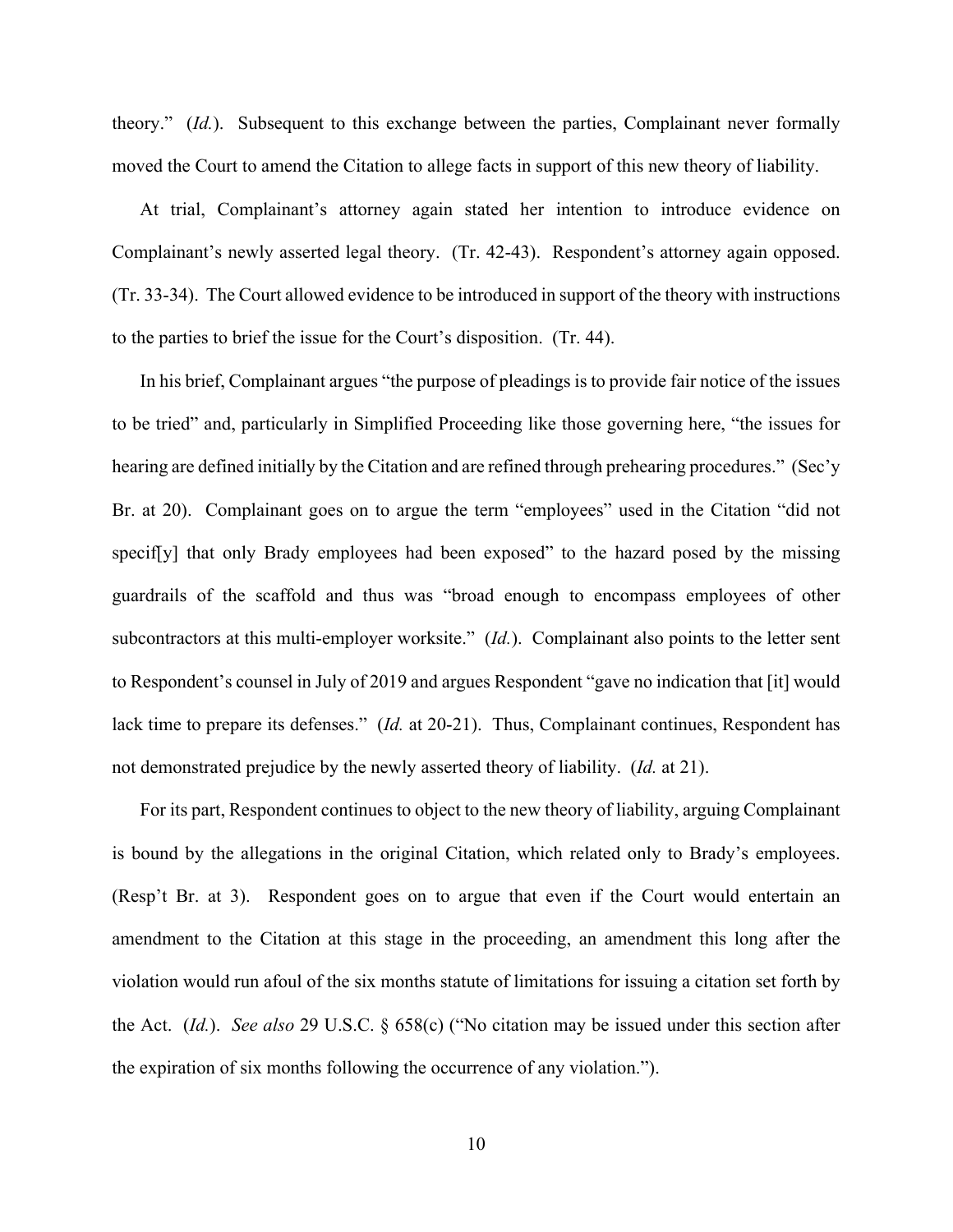theory." (*Id.*). Subsequent to this exchange between the parties, Complainant never formally moved the Court to amend the Citation to allege facts in support of this new theory of liability.

At trial, Complainant's attorney again stated her intention to introduce evidence on Complainant's newly asserted legal theory. (Tr. 42-43). Respondent's attorney again opposed. (Tr. 33-34). The Court allowed evidence to be introduced in support of the theory with instructions to the parties to brief the issue for the Court's disposition. (Tr. 44).

In his brief, Complainant argues "the purpose of pleadings is to provide fair notice of the issues to be tried" and, particularly in Simplified Proceeding like those governing here, "the issues for hearing are defined initially by the Citation and are refined through prehearing procedures." (Sec'y Br. at 20). Complainant goes on to argue the term "employees" used in the Citation "did not specif[y] that only Brady employees had been exposed" to the hazard posed by the missing guardrails of the scaffold and thus was "broad enough to encompass employees of other subcontractors at this multi-employer worksite." (*Id.*). Complainant also points to the letter sent to Respondent's counsel in July of 2019 and argues Respondent "gave no indication that [it] would lack time to prepare its defenses." (*Id.* at 20-21). Thus, Complainant continues, Respondent has not demonstrated prejudice by the newly asserted theory of liability. (*Id.* at 21).

For its part, Respondent continues to object to the new theory of liability, arguing Complainant is bound by the allegations in the original Citation, which related only to Brady's employees. (Resp't Br. at 3). Respondent goes on to argue that even if the Court would entertain an amendment to the Citation at this stage in the proceeding, an amendment this long after the violation would run afoul of the six months statute of limitations for issuing a citation set forth by the Act. (*Id.*). *See also* 29 U.S.C. § 658(c) ("No citation may be issued under this section after the expiration of six months following the occurrence of any violation.").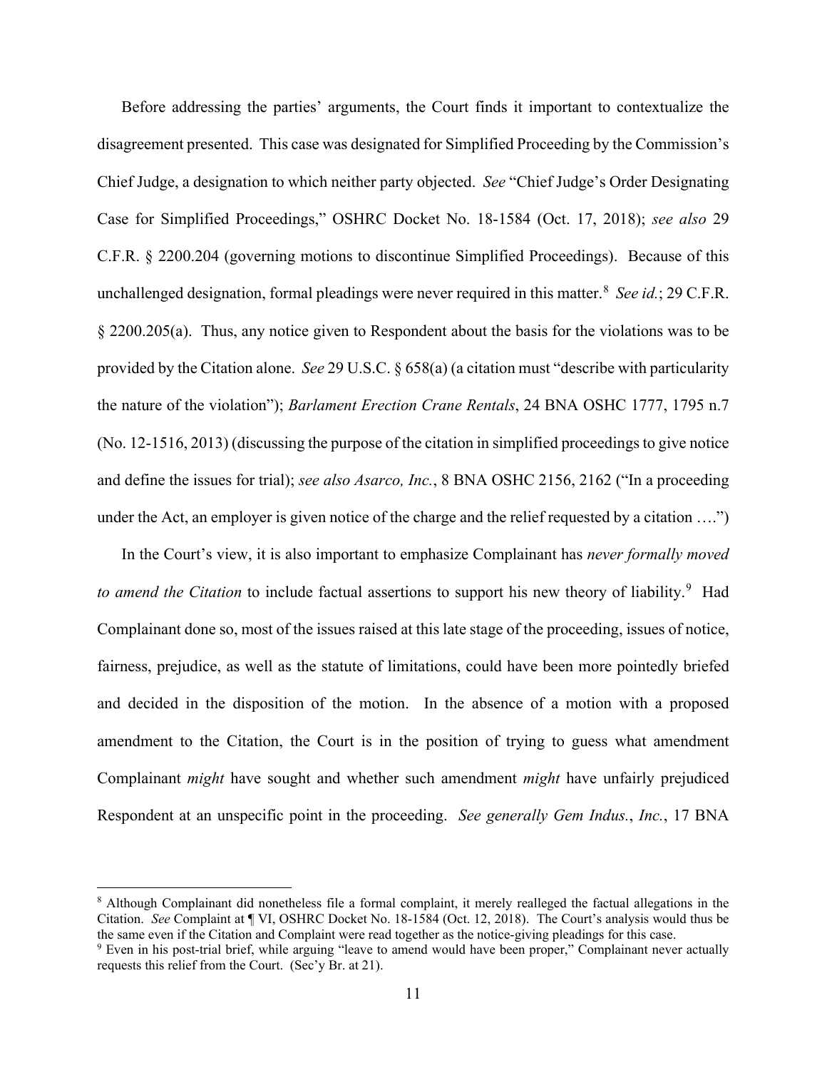Before addressing the parties' arguments, the Court finds it important to contextualize the disagreement presented. This case was designated for Simplified Proceeding by the Commission's Chief Judge, a designation to which neither party objected. *See* "Chief Judge's Order Designating Case for Simplified Proceedings," OSHRC Docket No. 18-1584 (Oct. 17, 2018); *see also* 29 C.F.R. § 2200.204 (governing motions to discontinue Simplified Proceedings). Because of this unchallenged designation, formal pleadings were never required in this matter.[8] *See id.*; 29 C.F.R. § 2200.205(a). Thus, any notice given to Respondent about the basis for the violations was to be provided by the Citation alone. *See* 29 U.S.C. § 658(a) (a citation must "describe with particularity the nature of the violation"); *Barlament Erection Crane Rentals*, 24 BNA OSHC 1777, 1795 n.7 (No. 12-1516, 2013) (discussing the purpose of the citation in simplified proceedings to give notice and define the issues for trial); *see also Asarco, Inc.*, 8 BNA OSHC 2156, 2162 ("In a proceeding under the Act, an employer is given notice of the charge and the relief requested by a citation ….")

In the Court's view, it is also important to emphasize Complainant has *never formally moved to amend the Citation* to include factual assertions to support his new theory of liability.[9] Had Complainant done so, most of the issues raised at this late stage of the proceeding, issues of notice, fairness, prejudice, as well as the statute of limitations, could have been more pointedly briefed and decided in the disposition of the motion. In the absence of a motion with a proposed amendment to the Citation, the Court is in the position of trying to guess what amendment Complainant *might* have sought and whether such amendment *might* have unfairly prejudiced Respondent at an unspecific point in the proceeding. *See generally Gem Indus., Inc.*, 17 BNA

[8] Although Complainant did nonetheless file a formal complaint, it merely realleged the factual allegations in the Citation. *See* Complaint at ¶ VI, OSHRC Docket No. 18-1584 (Oct. 12, 2018). The Court's analysis would thus be the same even if the Citation and Complaint were read together as the notice-giving pleadings for this case.

[9] Even in his post-trial brief, while arguing "leave to amend would have been proper," Complainant never actually requests this relief from the Court. (Sec'y Br. at 21).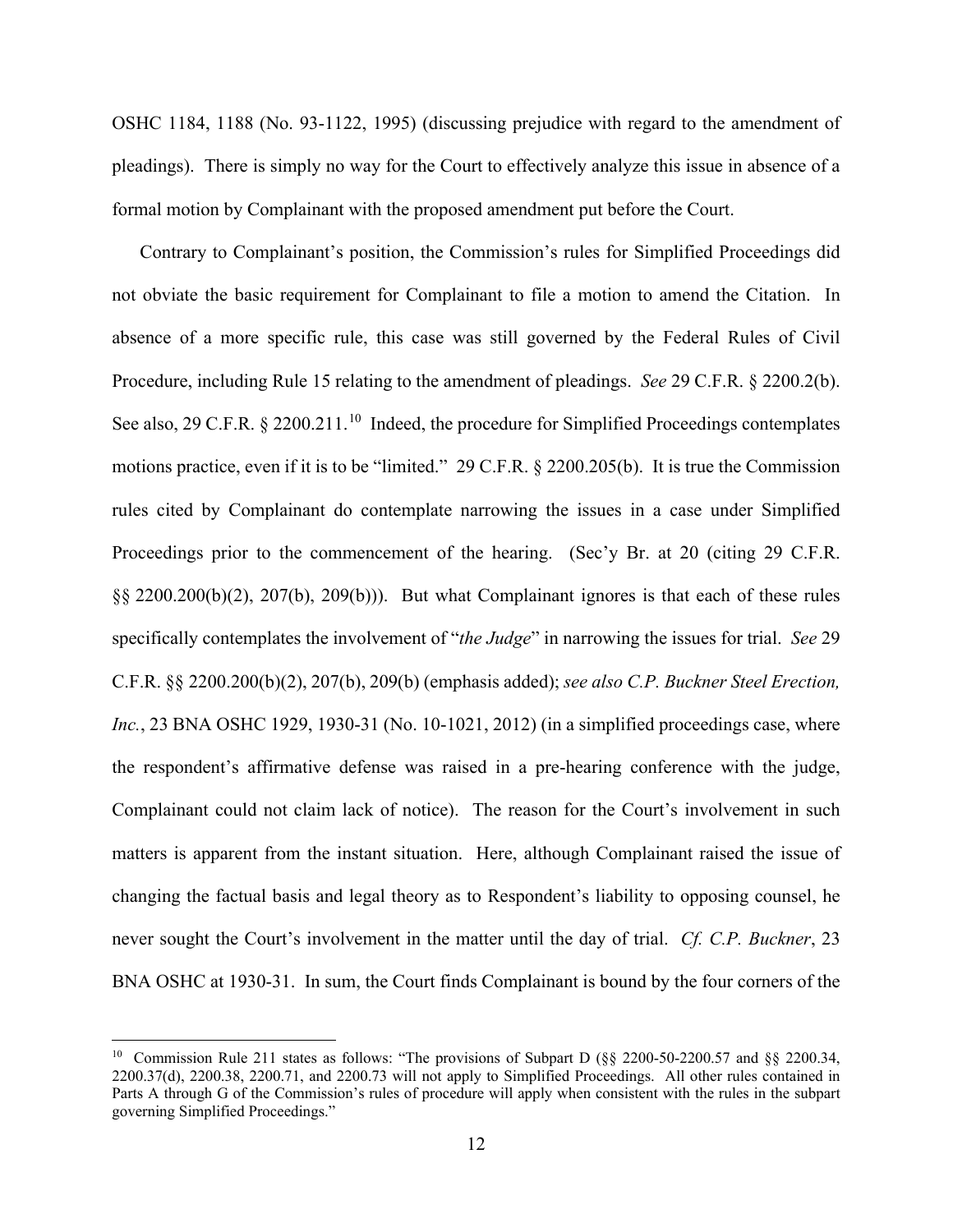OSHC 1184, 1188 (No. 93-1122, 1995) (discussing prejudice with regard to the amendment of pleadings). There is simply no way for the Court to effectively analyze this issue in absence of a formal motion by Complainant with the proposed amendment put before the Court.

Contrary to Complainant's position, the Commission's rules for Simplified Proceedings did not obviate the basic requirement for Complainant to file a motion to amend the Citation. In absence of a more specific rule, this case was still governed by the Federal Rules of Civil Procedure, including Rule 15 relating to the amendment of pleadings. *See* 29 C.F.R. § 2200.2(b). See also, 29 C.F.R. § 2200.211.[10] Indeed, the procedure for Simplified Proceedings contemplates motions practice, even if it is to be "limited." 29 C.F.R. § 2200.205(b). It is true the Commission rules cited by Complainant do contemplate narrowing the issues in a case under Simplified Proceedings prior to the commencement of the hearing. (Sec'y Br. at 20 (citing 29 C.F.R. §§ 2200.200(b)(2), 207(b), 209(b))). But what Complainant ignores is that each of these rules specifically contemplates the involvement of "*the Judge*" in narrowing the issues for trial. *See* 29 C.F.R. §§ 2200.200(b)(2), 207(b), 209(b) (emphasis added); *see also C.P. Buckner Steel Erection, Inc.*, 23 BNA OSHC 1929, 1930-31 (No. 10-1021, 2012) (in a simplified proceedings case, where the respondent's affirmative defense was raised in a pre-hearing conference with the judge, Complainant could not claim lack of notice). The reason for the Court's involvement in such matters is apparent from the instant situation. Here, although Complainant raised the issue of changing the factual basis and legal theory as to Respondent's liability to opposing counsel, he never sought the Court's involvement in the matter until the day of trial. *Cf. C.P. Buckner*, 23 BNA OSHC at 1930-31. In sum, the Court finds Complainant is bound by the four corners of the

[10] Commission Rule 211 states as follows: "The provisions of Subpart D (§§ 2200-50-2200.57 and §§ 2200.34, 2200.37(d), 2200.38, 2200.71, and 2200.73 will not apply to Simplified Proceedings. All other rules contained in Parts A through G of the Commission's rules of procedure will apply when consistent with the rules in the subpart governing Simplified Proceedings."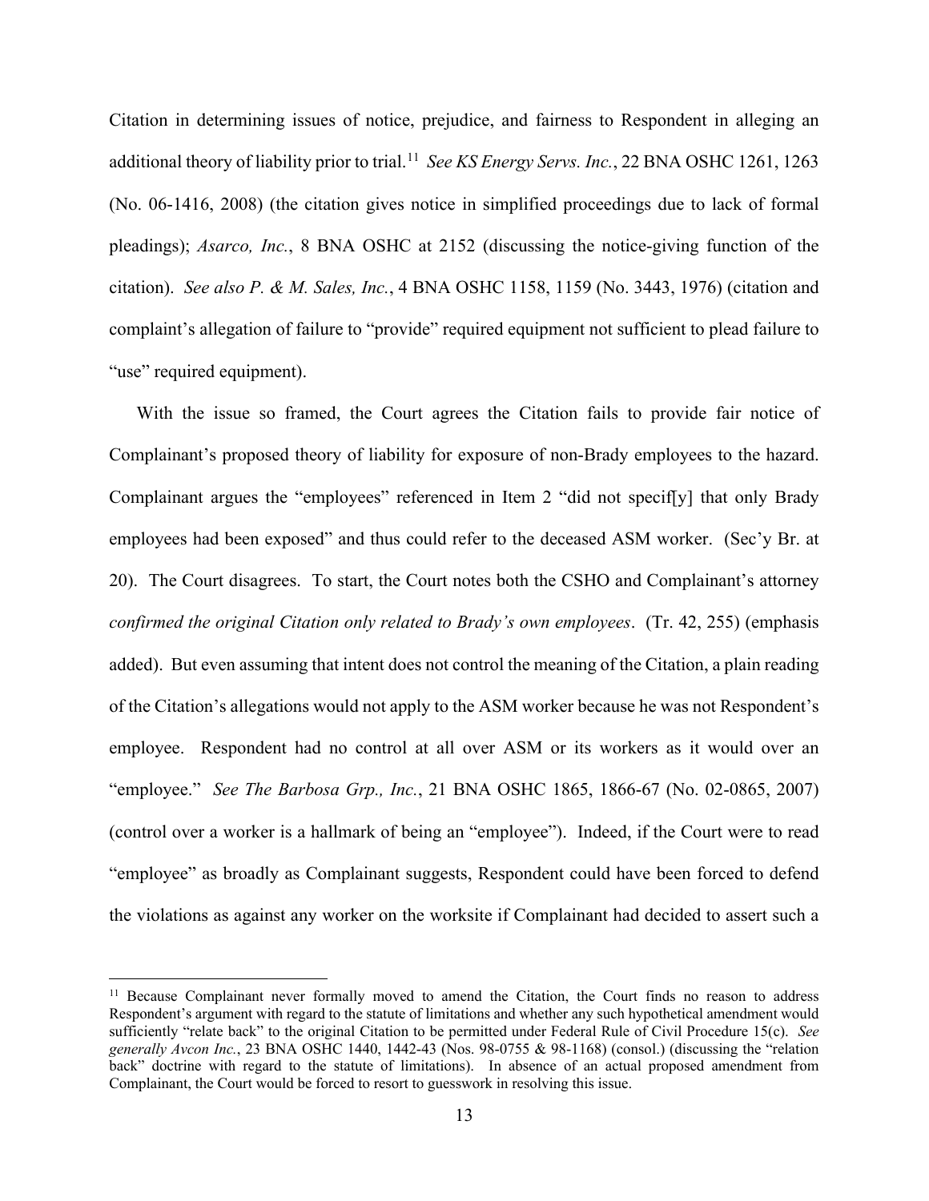Citation in determining issues of notice, prejudice, and fairness to Respondent in alleging an additional theory of liability prior to trial.[11] *See KS Energy Servs. Inc.*, 22 BNA OSHC 1261, 1263 (No. 06-1416, 2008) (the citation gives notice in simplified proceedings due to lack of formal pleadings); *Asarco, Inc.*, 8 BNA OSHC at 2152 (discussing the notice-giving function of the citation). *See also P. & M. Sales, Inc.*, 4 BNA OSHC 1158, 1159 (No. 3443, 1976) (citation and complaint's allegation of failure to "provide" required equipment not sufficient to plead failure to "use" required equipment).

With the issue so framed, the Court agrees the Citation fails to provide fair notice of Complainant's proposed theory of liability for exposure of non-Brady employees to the hazard. Complainant argues the "employees" referenced in Item 2 "did not specif[y] that only Brady employees had been exposed" and thus could refer to the deceased ASM worker. (Sec'y Br. at 20). The Court disagrees. To start, the Court notes both the CSHO and Complainant's attorney *confirmed the original Citation only related to Brady's own employees*. (Tr. 42, 255) (emphasis added). But even assuming that intent does not control the meaning of the Citation, a plain reading of the Citation's allegations would not apply to the ASM worker because he was not Respondent's employee. Respondent had no control at all over ASM or its workers as it would over an "employee." *See The Barbosa Grp., Inc.*, 21 BNA OSHC 1865, 1866-67 (No. 02-0865, 2007) (control over a worker is a hallmark of being an "employee"). Indeed, if the Court were to read "employee" as broadly as Complainant suggests, Respondent could have been forced to defend the violations as against any worker on the worksite if Complainant had decided to assert such a

[11] Because Complainant never formally moved to amend the Citation, the Court finds no reason to address Respondent's argument with regard to the statute of limitations and whether any such hypothetical amendment would sufficiently "relate back" to the original Citation to be permitted under Federal Rule of Civil Procedure 15(c). *See generally Avcon Inc.*, 23 BNA OSHC 1440, 1442-43 (Nos. 98-0755 & 98-1168) (consol.) (discussing the "relation back" doctrine with regard to the statute of limitations). In absence of an actual proposed amendment from Complainant, the Court would be forced to resort to guesswork in resolving this issue.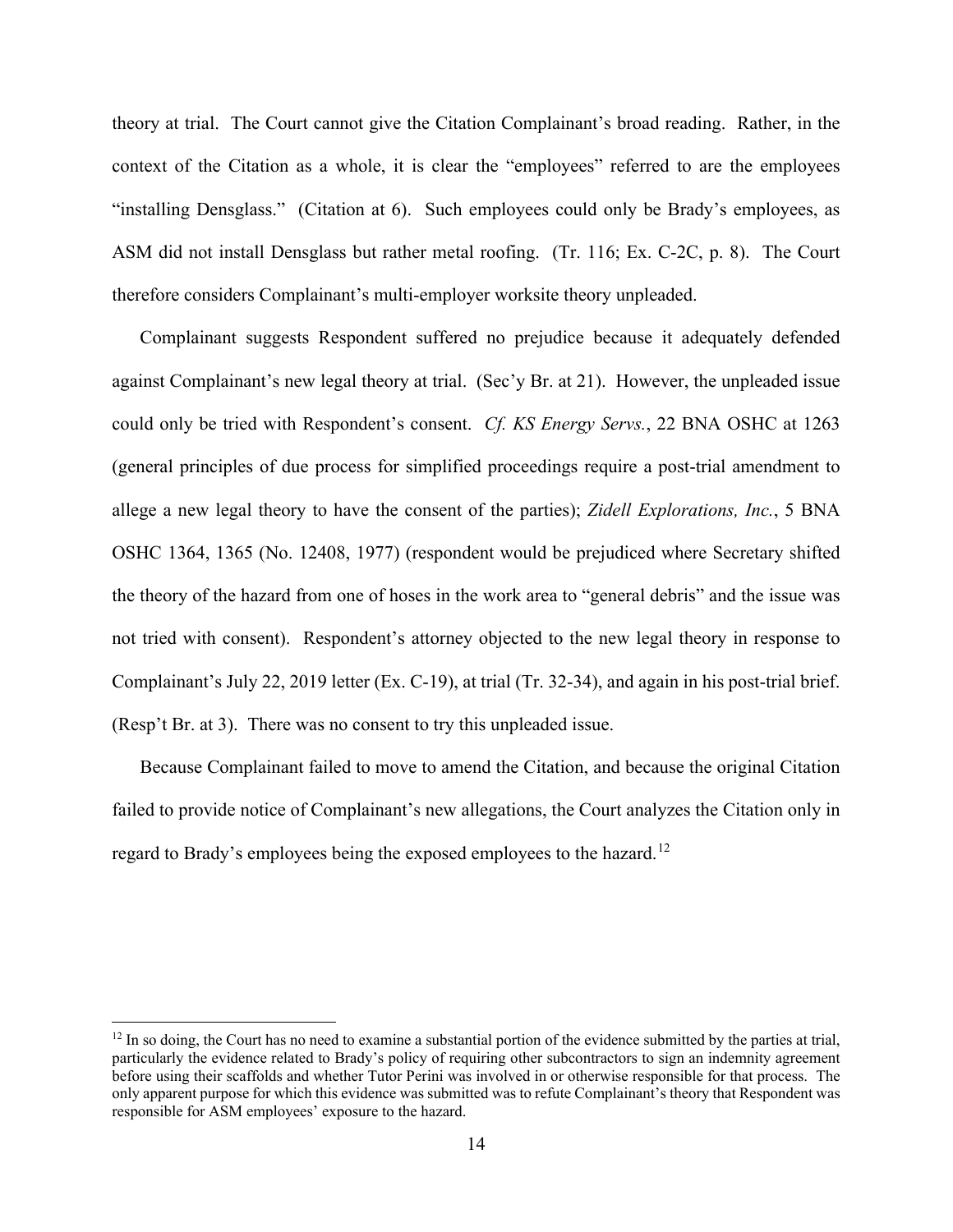theory at trial. The Court cannot give the Citation Complainant's broad reading. Rather, in the context of the Citation as a whole, it is clear the "employees" referred to are the employees "installing Densglass." (Citation at 6). Such employees could only be Brady's employees, as ASM did not install Densglass but rather metal roofing. (Tr. 116; Ex. C-2C, p. 8). The Court therefore considers Complainant's multi-employer worksite theory unpleaded.

Complainant suggests Respondent suffered no prejudice because it adequately defended against Complainant's new legal theory at trial. (Sec'y Br. at 21). However, the unpleaded issue could only be tried with Respondent's consent. *Cf. KS Energy Servs.*, 22 BNA OSHC at 1263 (general principles of due process for simplified proceedings require a post-trial amendment to allege a new legal theory to have the consent of the parties); *Zidell Explorations, Inc.*, 5 BNA OSHC 1364, 1365 (No. 12408, 1977) (respondent would be prejudiced where Secretary shifted the theory of the hazard from one of hoses in the work area to "general debris" and the issue was not tried with consent). Respondent's attorney objected to the new legal theory in response to Complainant's July 22, 2019 letter (Ex. C-19), at trial (Tr. 32-34), and again in his post-trial brief. (Resp't Br. at 3). There was no consent to try this unpleaded issue.

Because Complainant failed to move to amend the Citation, and because the original Citation failed to provide notice of Complainant's new allegations, the Court analyzes the Citation only in regard to Brady's employees being the exposed employees to the hazard.[12]

---

[12] In so doing, the Court has no need to examine a substantial portion of the evidence submitted by the parties at trial, particularly the evidence related to Brady's policy of requiring other subcontractors to sign an indemnity agreement before using their scaffolds and whether Tutor Perini was involved in or otherwise responsible for that process. The only apparent purpose for which this evidence was submitted was to refute Complainant's theory that Respondent was responsible for ASM employees' exposure to the hazard.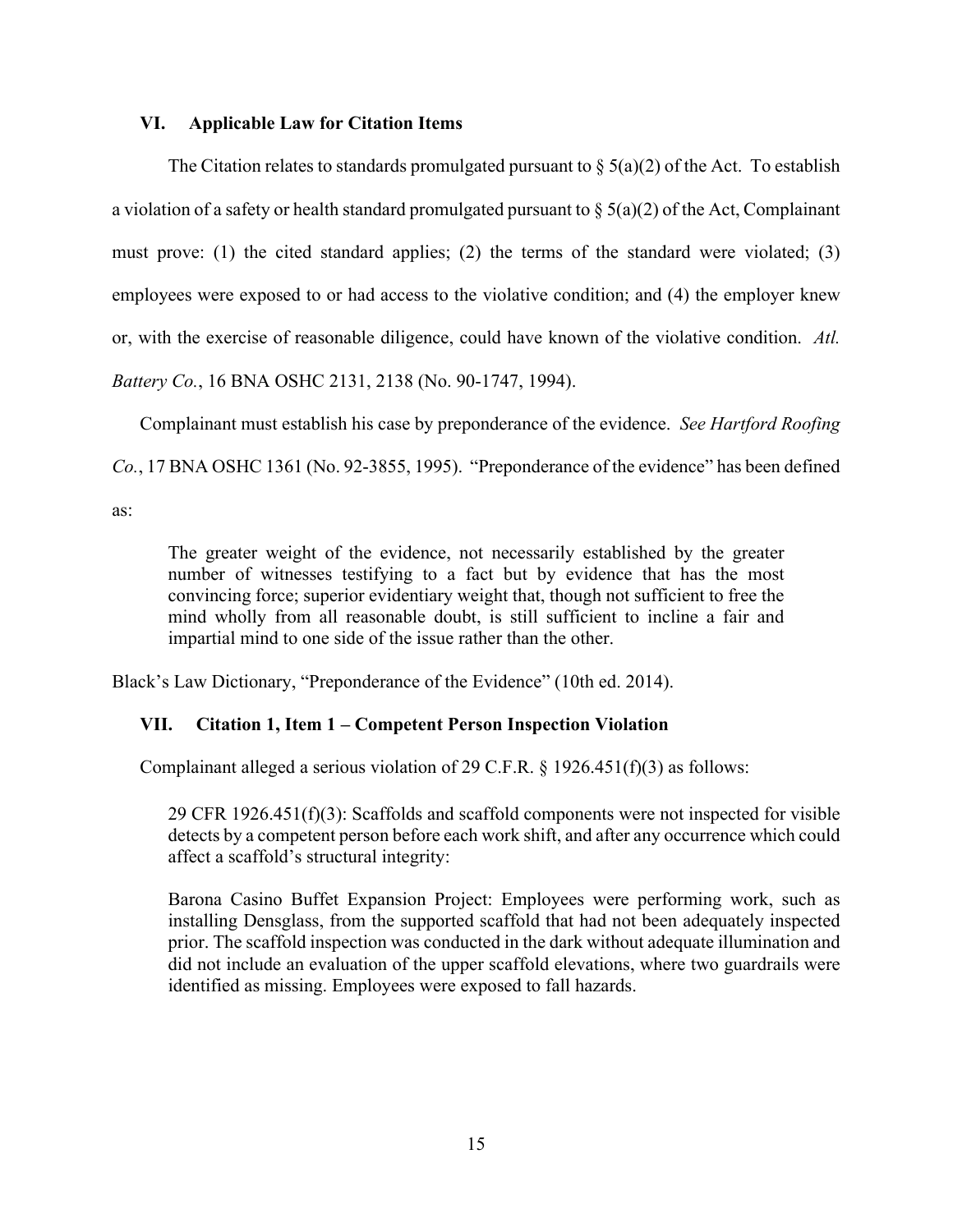## VI. Applicable Law for Citation Items

The Citation relates to standards promulgated pursuant to § 5(a)(2) of the Act. To establish a violation of a safety or health standard promulgated pursuant to § 5(a)(2) of the Act, Complainant must prove: (1) the cited standard applies; (2) the terms of the standard were violated; (3) employees were exposed to or had access to the violative condition; and (4) the employer knew or, with the exercise of reasonable diligence, could have known of the violative condition. *Atl. Battery Co.*, 16 BNA OSHC 2131, 2138 (No. 90-1747, 1994).

Complainant must establish his case by preponderance of the evidence. *See Hartford Roofing Co.*, 17 BNA OSHC 1361 (No. 92-3855, 1995). "Preponderance of the evidence" has been defined as:

> The greater weight of the evidence, not necessarily established by the greater number of witnesses testifying to a fact but by evidence that has the most convincing force; superior evidentiary weight that, though not sufficient to free the mind wholly from all reasonable doubt, is still sufficient to incline a fair and impartial mind to one side of the issue rather than the other.

Black's Law Dictionary, "Preponderance of the Evidence" (10th ed. 2014).

## VII. Citation 1, Item 1 – Competent Person Inspection Violation

Complainant alleged a serious violation of 29 C.F.R. § 1926.451(f)(3) as follows:

> 29 CFR 1926.451(f)(3): Scaffolds and scaffold components were not inspected for visible detects by a competent person before each work shift, and after any occurrence which could affect a scaffold's structural integrity:
>
> Barona Casino Buffet Expansion Project: Employees were performing work, such as installing Densglass, from the supported scaffold that had not been adequately inspected prior. The scaffold inspection was conducted in the dark without adequate illumination and did not include an evaluation of the upper scaffold elevations, where two guardrails were identified as missing. Employees were exposed to fall hazards.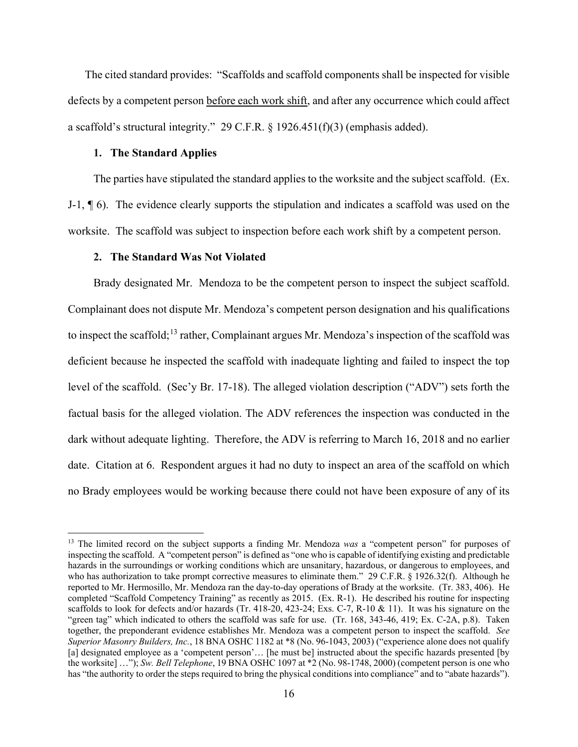The cited standard provides: "Scaffolds and scaffold components shall be inspected for visible defects by a competent person <u>before each work shift</u>, and after any occurrence which could affect a scaffold's structural integrity." 29 C.F.R. § 1926.451(f)(3) (emphasis added).

### 1. The Standard Applies

The parties have stipulated the standard applies to the worksite and the subject scaffold. (Ex. J-1, ¶ 6). The evidence clearly supports the stipulation and indicates a scaffold was used on the worksite. The scaffold was subject to inspection before each work shift by a competent person.

### 2. The Standard Was Not Violated

Brady designated Mr. Mendoza to be the competent person to inspect the subject scaffold. Complainant does not dispute Mr. Mendoza's competent person designation and his qualifications to inspect the scaffold;[13] rather, Complainant argues Mr. Mendoza's inspection of the scaffold was deficient because he inspected the scaffold with inadequate lighting and failed to inspect the top level of the scaffold. (Sec'y Br. 17-18). The alleged violation description ("ADV") sets forth the factual basis for the alleged violation. The ADV references the inspection was conducted in the dark without adequate lighting. Therefore, the ADV is referring to March 16, 2018 and no earlier date. Citation at 6. Respondent argues it had no duty to inspect an area of the scaffold on which no Brady employees would be working because there could not have been exposure of any of its

---

[13] The limited record on the subject supports a finding Mr. Mendoza *was* a "competent person" for purposes of inspecting the scaffold. A "competent person" is defined as "one who is capable of identifying existing and predictable hazards in the surroundings or working conditions which are unsanitary, hazardous, or dangerous to employees, and who has authorization to take prompt corrective measures to eliminate them." 29 C.F.R. § 1926.32(f). Although he reported to Mr. Hermosillo, Mr. Mendoza ran the day-to-day operations of Brady at the worksite. (Tr. 383, 406). He completed "Scaffold Competency Training" as recently as 2015. (Ex. R-1). He described his routine for inspecting scaffolds to look for defects and/or hazards (Tr. 418-20, 423-24; Exs. C-7, R-10 & 11). It was his signature on the "green tag" which indicated to others the scaffold was safe for use. (Tr. 168, 343-46, 419; Ex. C-2A, p.8). Taken together, the preponderant evidence establishes Mr. Mendoza was a competent person to inspect the scaffold. *See Superior Masonry Builders, Inc.*, 18 BNA OSHC 1182 at *8 (No. 96-1043, 2003) ("experience alone does not qualify [a] designated employee as a 'competent person'… [he must be] instructed about the specific hazards presented [by the worksite] …"); *Sw. Bell Telephone*, 19 BNA OSHC 1097 at *2 (No. 98-1748, 2000) (competent person is one who has "the authority to order the steps required to bring the physical conditions into compliance" and to "abate hazards").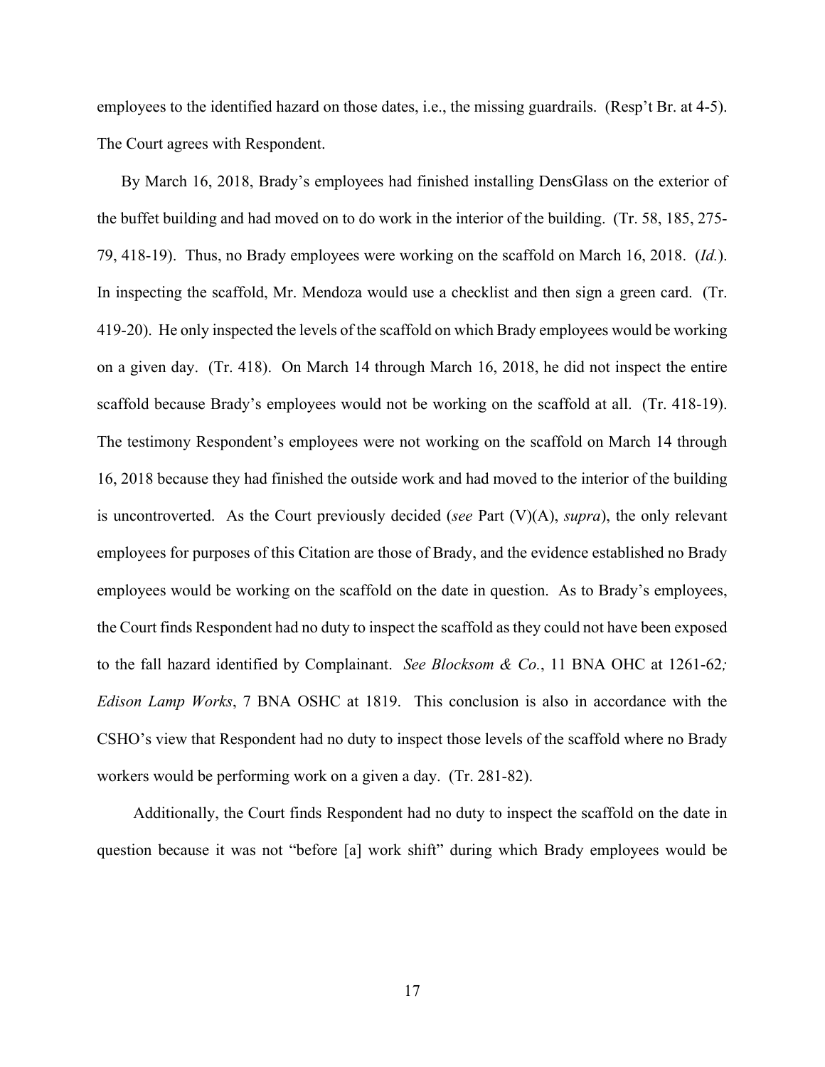employees to the identified hazard on those dates, i.e., the missing guardrails. (Resp't Br. at 4-5). The Court agrees with Respondent.

By March 16, 2018, Brady's employees had finished installing DensGlass on the exterior of the buffet building and had moved on to do work in the interior of the building. (Tr. 58, 185, 275-79, 418-19). Thus, no Brady employees were working on the scaffold on March 16, 2018. (*Id.*). In inspecting the scaffold, Mr. Mendoza would use a checklist and then sign a green card. (Tr. 419-20). He only inspected the levels of the scaffold on which Brady employees would be working on a given day. (Tr. 418). On March 14 through March 16, 2018, he did not inspect the entire scaffold because Brady's employees would not be working on the scaffold at all. (Tr. 418-19). The testimony Respondent's employees were not working on the scaffold on March 14 through 16, 2018 because they had finished the outside work and had moved to the interior of the building is uncontroverted. As the Court previously decided (*see* Part (V)(A), *supra*), the only relevant employees for purposes of this Citation are those of Brady, and the evidence established no Brady employees would be working on the scaffold on the date in question. As to Brady's employees, the Court finds Respondent had no duty to inspect the scaffold as they could not have been exposed to the fall hazard identified by Complainant. *See Blocksom & Co.*, 11 BNA OHC at 1261-62*; Edison Lamp Works*, 7 BNA OSHC at 1819. This conclusion is also in accordance with the CSHO's view that Respondent had no duty to inspect those levels of the scaffold where no Brady workers would be performing work on a given a day. (Tr. 281-82).

Additionally, the Court finds Respondent had no duty to inspect the scaffold on the date in question because it was not "before [a] work shift" during which Brady employees would be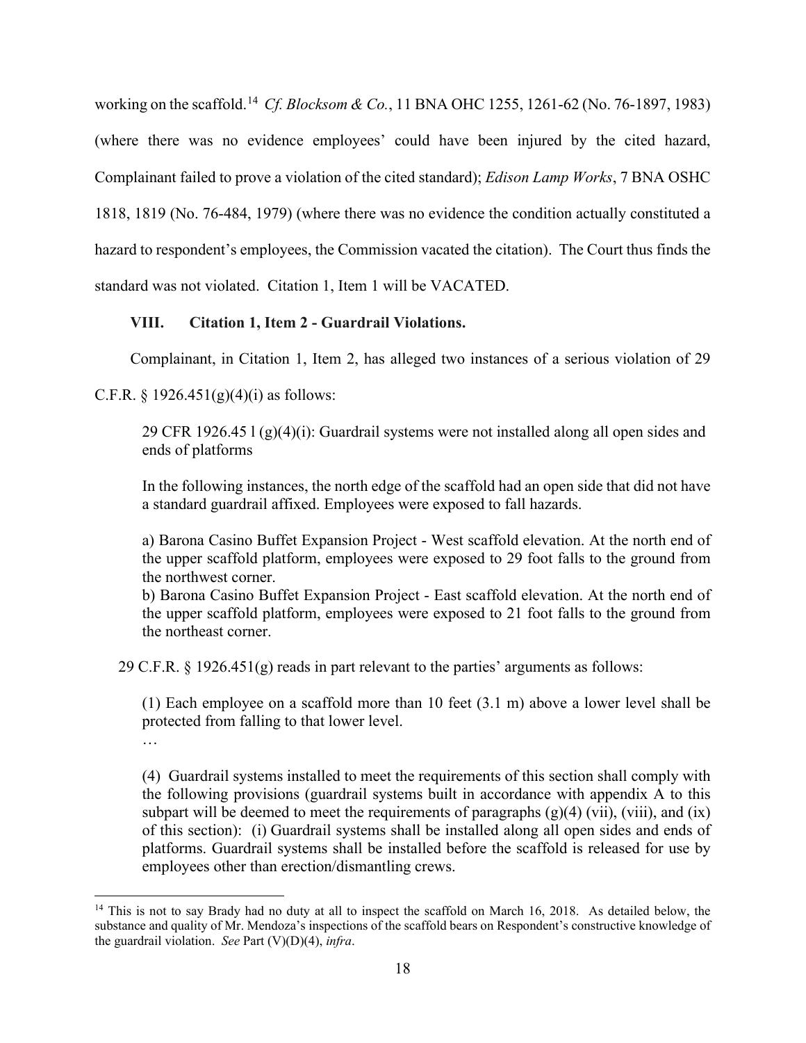working on the scaffold.[14] *Cf. Blocksom & Co.*, 11 BNA OHC 1255, 1261-62 (No. 76-1897, 1983) (where there was no evidence employees' could have been injured by the cited hazard, Complainant failed to prove a violation of the cited standard); *Edison Lamp Works*, 7 BNA OSHC 1818, 1819 (No. 76-484, 1979) (where there was no evidence the condition actually constituted a hazard to respondent's employees, the Commission vacated the citation). The Court thus finds the standard was not violated. Citation 1, Item 1 will be VACATED.

## VIII. Citation 1, Item 2 - Guardrail Violations.

Complainant, in Citation 1, Item 2, has alleged two instances of a serious violation of 29 C.F.R. § 1926.451(g)(4)(i) as follows:

> 29 CFR 1926.45 l (g)(4)(i): Guardrail systems were not installed along all open sides and ends of platforms
>
> In the following instances, the north edge of the scaffold had an open side that did not have a standard guardrail affixed. Employees were exposed to fall hazards.
>
> a) Barona Casino Buffet Expansion Project - West scaffold elevation. At the north end of the upper scaffold platform, employees were exposed to 29 foot falls to the ground from the northwest corner.
> b) Barona Casino Buffet Expansion Project - East scaffold elevation. At the north end of the upper scaffold platform, employees were exposed to 21 foot falls to the ground from the northeast corner.

29 C.F.R. § 1926.451(g) reads in part relevant to the parties' arguments as follows:

> (1) Each employee on a scaffold more than 10 feet (3.1 m) above a lower level shall be protected from falling to that lower level.
>
> …
>
> (4) Guardrail systems installed to meet the requirements of this section shall comply with the following provisions (guardrail systems built in accordance with appendix A to this subpart will be deemed to meet the requirements of paragraphs (g)(4) (vii), (viii), and (ix) of this section): (i) Guardrail systems shall be installed along all open sides and ends of platforms. Guardrail systems shall be installed before the scaffold is released for use by employees other than erection/dismantling crews.

---

[14] This is not to say Brady had no duty at all to inspect the scaffold on March 16, 2018. As detailed below, the substance and quality of Mr. Mendoza's inspections of the scaffold bears on Respondent's constructive knowledge of the guardrail violation. *See* Part (V)(D)(4), *infra*.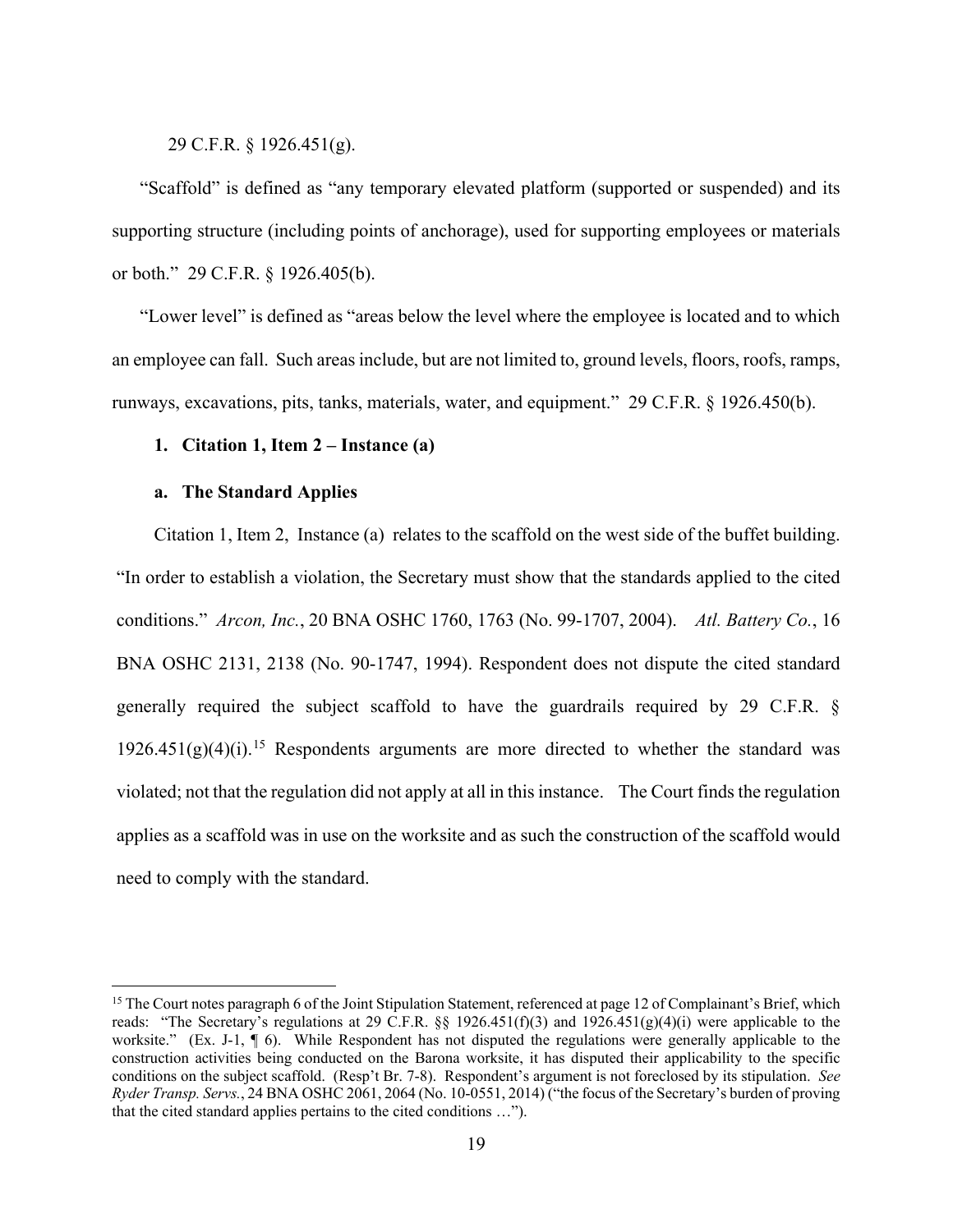29 C.F.R. § 1926.451(g).

"Scaffold" is defined as "any temporary elevated platform (supported or suspended) and its supporting structure (including points of anchorage), used for supporting employees or materials or both." 29 C.F.R. § 1926.405(b).

"Lower level" is defined as "areas below the level where the employee is located and to which an employee can fall. Such areas include, but are not limited to, ground levels, floors, roofs, ramps, runways, excavations, pits, tanks, materials, water, and equipment." 29 C.F.R. § 1926.450(b).

**1. Citation 1, Item 2 – Instance (a)**

**a. The Standard Applies**

Citation 1, Item 2, Instance (a) relates to the scaffold on the west side of the buffet building. "In order to establish a violation, the Secretary must show that the standards applied to the cited conditions." *Arcon, Inc.*, 20 BNA OSHC 1760, 1763 (No. 99-1707, 2004). *Atl. Battery Co.*, 16 BNA OSHC 2131, 2138 (No. 90-1747, 1994). Respondent does not dispute the cited standard generally required the subject scaffold to have the guardrails required by 29 C.F.R. § 1926.451(g)(4)(i).[15] Respondents arguments are more directed to whether the standard was violated; not that the regulation did not apply at all in this instance. The Court finds the regulation applies as a scaffold was in use on the worksite and as such the construction of the scaffold would need to comply with the standard.

---

[15] The Court notes paragraph 6 of the Joint Stipulation Statement, referenced at page 12 of Complainant's Brief, which reads: "The Secretary's regulations at 29 C.F.R. §§ 1926.451(f)(3) and 1926.451(g)(4)(i) were applicable to the worksite." (Ex. J-1, ¶ 6). While Respondent has not disputed the regulations were generally applicable to the construction activities being conducted on the Barona worksite, it has disputed their applicability to the specific conditions on the subject scaffold. (Resp't Br. 7-8). Respondent's argument is not foreclosed by its stipulation. *See Ryder Transp. Servs.*, 24 BNA OSHC 2061, 2064 (No. 10-0551, 2014) ("the focus of the Secretary's burden of proving that the cited standard applies pertains to the cited conditions …").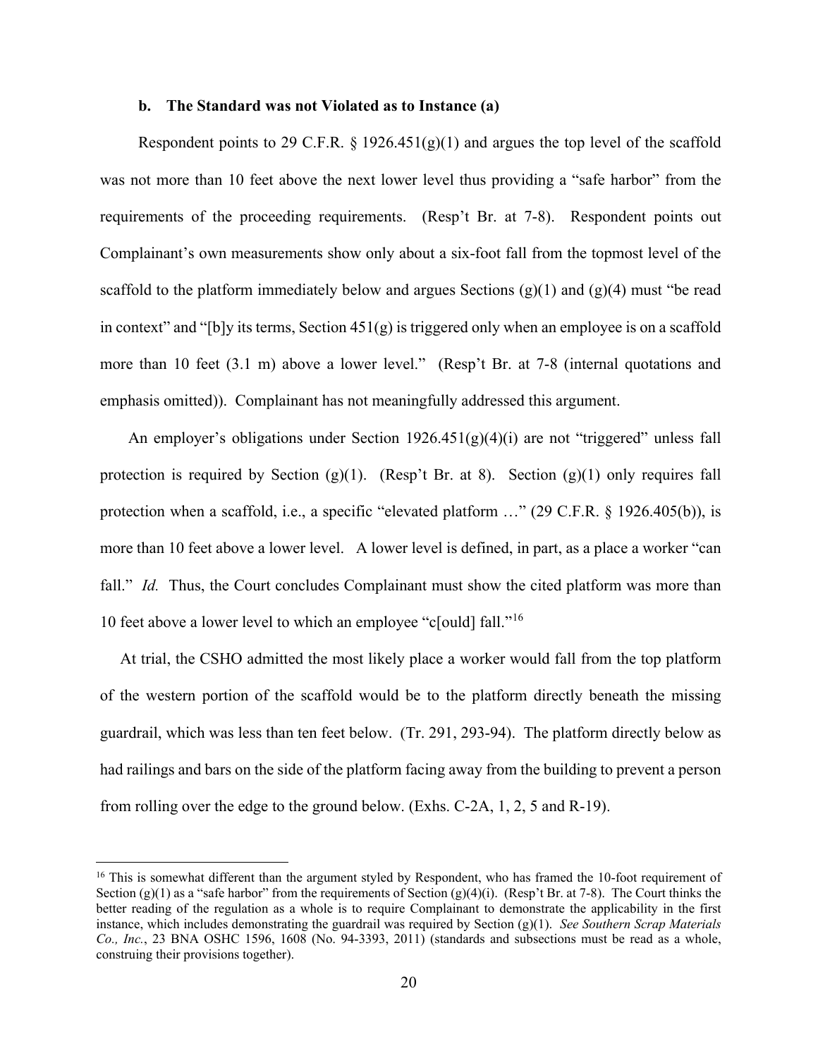#### b. The Standard was not Violated as to Instance (a)

Respondent points to 29 C.F.R. § 1926.451(g)(1) and argues the top level of the scaffold was not more than 10 feet above the next lower level thus providing a "safe harbor" from the requirements of the proceeding requirements. (Resp't Br. at 7-8). Respondent points out Complainant's own measurements show only about a six-foot fall from the topmost level of the scaffold to the platform immediately below and argues Sections (g)(1) and (g)(4) must "be read in context" and "[b]y its terms, Section 451(g) is triggered only when an employee is on a scaffold more than 10 feet (3.1 m) above a lower level." (Resp't Br. at 7-8 (internal quotations and emphasis omitted)). Complainant has not meaningfully addressed this argument.

An employer's obligations under Section 1926.451(g)(4)(i) are not "triggered" unless fall protection is required by Section (g)(1). (Resp't Br. at 8). Section (g)(1) only requires fall protection when a scaffold, i.e., a specific "elevated platform …" (29 C.F.R. § 1926.405(b)), is more than 10 feet above a lower level. A lower level is defined, in part, as a place a worker "can fall." *Id.* Thus, the Court concludes Complainant must show the cited platform was more than 10 feet above a lower level to which an employee "c[ould] fall."[16]

At trial, the CSHO admitted the most likely place a worker would fall from the top platform of the western portion of the scaffold would be to the platform directly beneath the missing guardrail, which was less than ten feet below. (Tr. 291, 293-94). The platform directly below as had railings and bars on the side of the platform facing away from the building to prevent a person from rolling over the edge to the ground below. (Exhs. C-2A, 1, 2, 5 and R-19).

---

[16] This is somewhat different than the argument styled by Respondent, who has framed the 10-foot requirement of Section (g)(1) as a "safe harbor" from the requirements of Section (g)(4)(i). (Resp't Br. at 7-8). The Court thinks the better reading of the regulation as a whole is to require Complainant to demonstrate the applicability in the first instance, which includes demonstrating the guardrail was required by Section (g)(1). *See Southern Scrap Materials Co., Inc.*, 23 BNA OSHC 1596, 1608 (No. 94-3393, 2011) (standards and subsections must be read as a whole, construing their provisions together).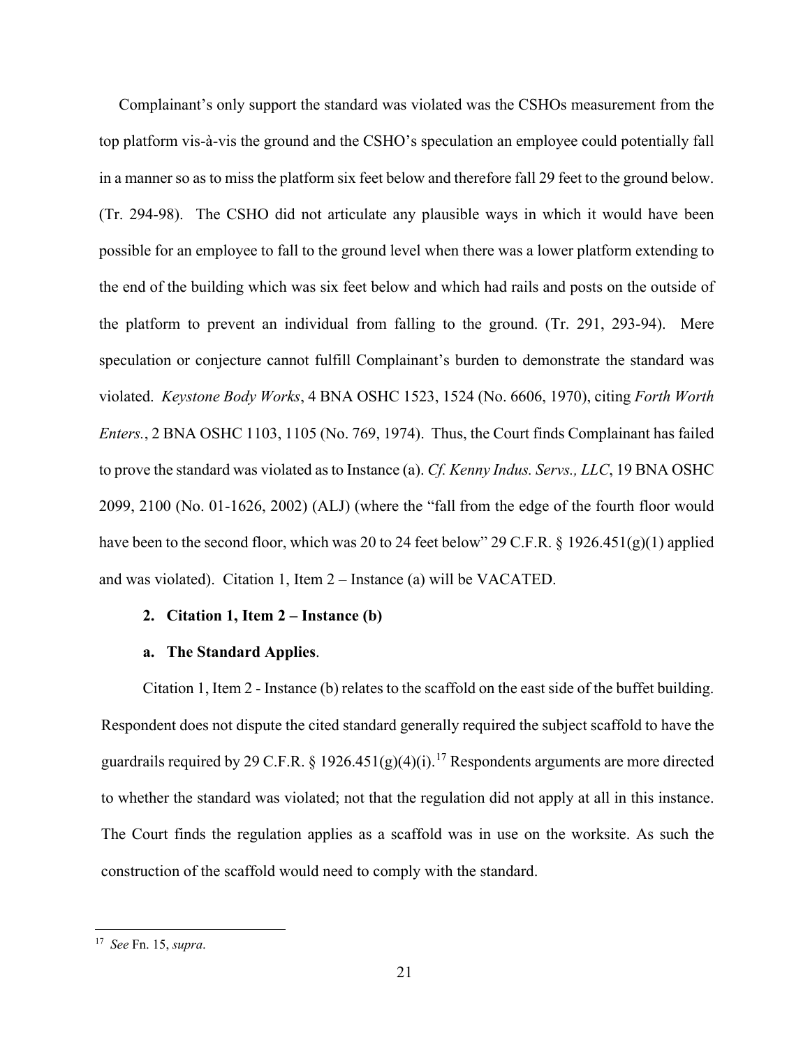Complainant's only support the standard was violated was the CSHOs measurement from the top platform vis-à-vis the ground and the CSHO's speculation an employee could potentially fall in a manner so as to miss the platform six feet below and therefore fall 29 feet to the ground below. (Tr. 294-98). The CSHO did not articulate any plausible ways in which it would have been possible for an employee to fall to the ground level when there was a lower platform extending to the end of the building which was six feet below and which had rails and posts on the outside of the platform to prevent an individual from falling to the ground. (Tr. 291, 293-94). Mere speculation or conjecture cannot fulfill Complainant's burden to demonstrate the standard was violated. *Keystone Body Works*, 4 BNA OSHC 1523, 1524 (No. 6606, 1970), citing *Forth Worth Enters.*, 2 BNA OSHC 1103, 1105 (No. 769, 1974). Thus, the Court finds Complainant has failed to prove the standard was violated as to Instance (a). *Cf. Kenny Indus. Servs., LLC*, 19 BNA OSHC 2099, 2100 (No. 01-1626, 2002) (ALJ) (where the "fall from the edge of the fourth floor would have been to the second floor, which was 20 to 24 feet below" 29 C.F.R. § 1926.451(g)(1) applied and was violated). Citation 1, Item 2 – Instance (a) will be VACATED.

**2. Citation 1, Item 2 – Instance (b)**

**a. The Standard Applies**.

Citation 1, Item 2 - Instance (b) relates to the scaffold on the east side of the buffet building. Respondent does not dispute the cited standard generally required the subject scaffold to have the guardrails required by 29 C.F.R. § 1926.451(g)(4)(i).[17] Respondents arguments are more directed to whether the standard was violated; not that the regulation did not apply at all in this instance. The Court finds the regulation applies as a scaffold was in use on the worksite. As such the construction of the scaffold would need to comply with the standard.

---

[17] *See* Fn. 15, *supra*.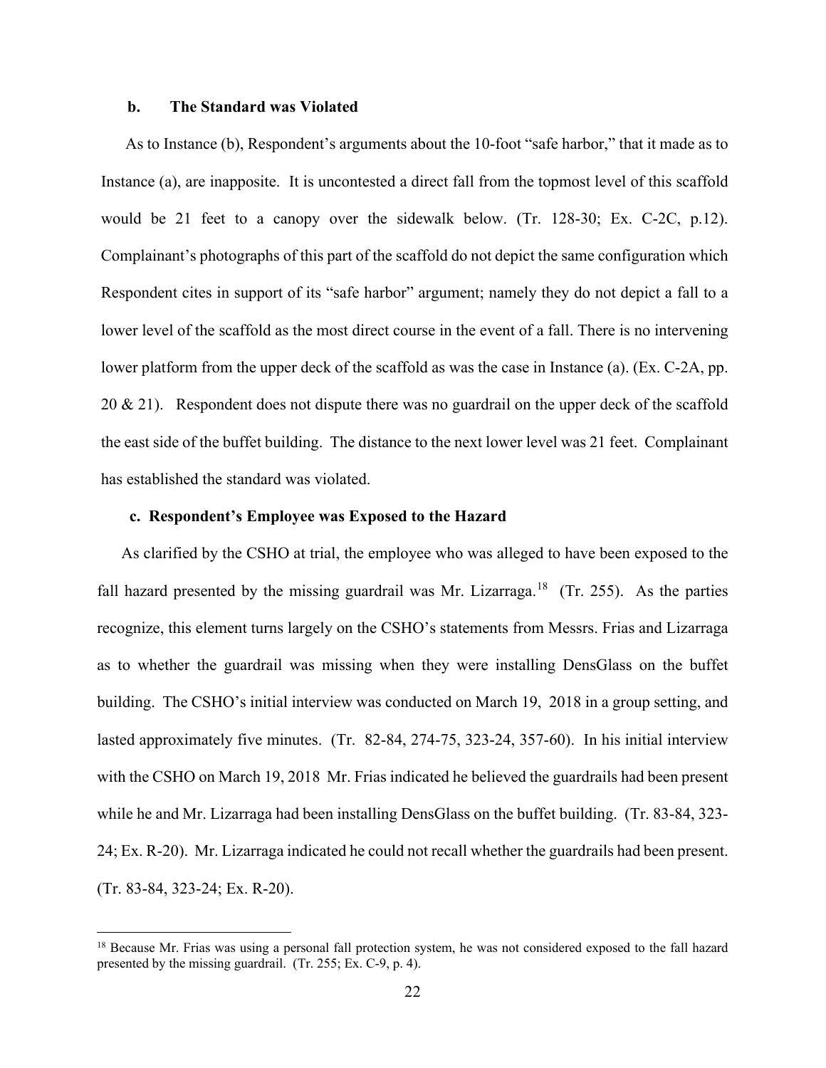### b. The Standard was Violated

As to Instance (b), Respondent's arguments about the 10-foot "safe harbor," that it made as to Instance (a), are inapposite. It is uncontested a direct fall from the topmost level of this scaffold would be 21 feet to a canopy over the sidewalk below. (Tr. 128-30; Ex. C-2C, p.12). Complainant's photographs of this part of the scaffold do not depict the same configuration which Respondent cites in support of its "safe harbor" argument; namely they do not depict a fall to a lower level of the scaffold as the most direct course in the event of a fall. There is no intervening lower platform from the upper deck of the scaffold as was the case in Instance (a). (Ex. C-2A, pp. 20 & 21). Respondent does not dispute there was no guardrail on the upper deck of the scaffold the east side of the buffet building. The distance to the next lower level was 21 feet. Complainant has established the standard was violated.

### c. Respondent's Employee was Exposed to the Hazard

As clarified by the CSHO at trial, the employee who was alleged to have been exposed to the fall hazard presented by the missing guardrail was Mr. Lizarraga.[18] (Tr. 255). As the parties recognize, this element turns largely on the CSHO's statements from Messrs. Frias and Lizarraga as to whether the guardrail was missing when they were installing DensGlass on the buffet building. The CSHO's initial interview was conducted on March 19, 2018 in a group setting, and lasted approximately five minutes. (Tr. 82-84, 274-75, 323-24, 357-60). In his initial interview with the CSHO on March 19, 2018 Mr. Frias indicated he believed the guardrails had been present while he and Mr. Lizarraga had been installing DensGlass on the buffet building. (Tr. 83-84, 323-24; Ex. R-20). Mr. Lizarraga indicated he could not recall whether the guardrails had been present. (Tr. 83-84, 323-24; Ex. R-20).

---

[18] Because Mr. Frias was using a personal fall protection system, he was not considered exposed to the fall hazard presented by the missing guardrail. (Tr. 255; Ex. C-9, p. 4).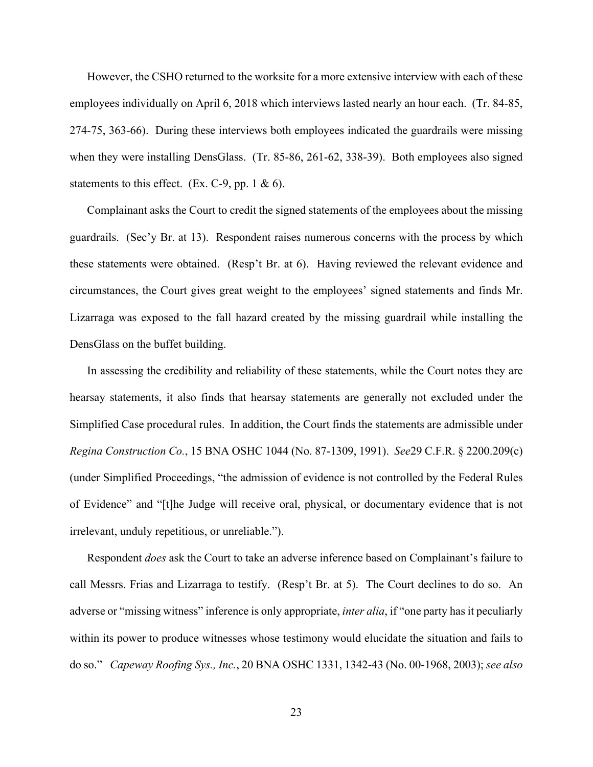However, the CSHO returned to the worksite for a more extensive interview with each of these employees individually on April 6, 2018 which interviews lasted nearly an hour each. (Tr. 84-85, 274-75, 363-66). During these interviews both employees indicated the guardrails were missing when they were installing DensGlass. (Tr. 85-86, 261-62, 338-39). Both employees also signed statements to this effect. (Ex. C-9, pp. 1 & 6).

Complainant asks the Court to credit the signed statements of the employees about the missing guardrails. (Sec'y Br. at 13). Respondent raises numerous concerns with the process by which these statements were obtained. (Resp't Br. at 6). Having reviewed the relevant evidence and circumstances, the Court gives great weight to the employees' signed statements and finds Mr. Lizarraga was exposed to the fall hazard created by the missing guardrail while installing the DensGlass on the buffet building.

In assessing the credibility and reliability of these statements, while the Court notes they are hearsay statements, it also finds that hearsay statements are generally not excluded under the Simplified Case procedural rules. In addition, the Court finds the statements are admissible under *Regina Construction Co.*, 15 BNA OSHC 1044 (No. 87-1309, 1991). *See*29 C.F.R. § 2200.209(c) (under Simplified Proceedings, "the admission of evidence is not controlled by the Federal Rules of Evidence" and "[t]he Judge will receive oral, physical, or documentary evidence that is not irrelevant, unduly repetitious, or unreliable.").

Respondent *does* ask the Court to take an adverse inference based on Complainant's failure to call Messrs. Frias and Lizarraga to testify. (Resp't Br. at 5). The Court declines to do so. An adverse or "missing witness" inference is only appropriate, *inter alia*, if "one party has it peculiarly within its power to produce witnesses whose testimony would elucidate the situation and fails to do so." *Capeway Roofing Sys., Inc.*, 20 BNA OSHC 1331, 1342-43 (No. 00-1968, 2003); *see also*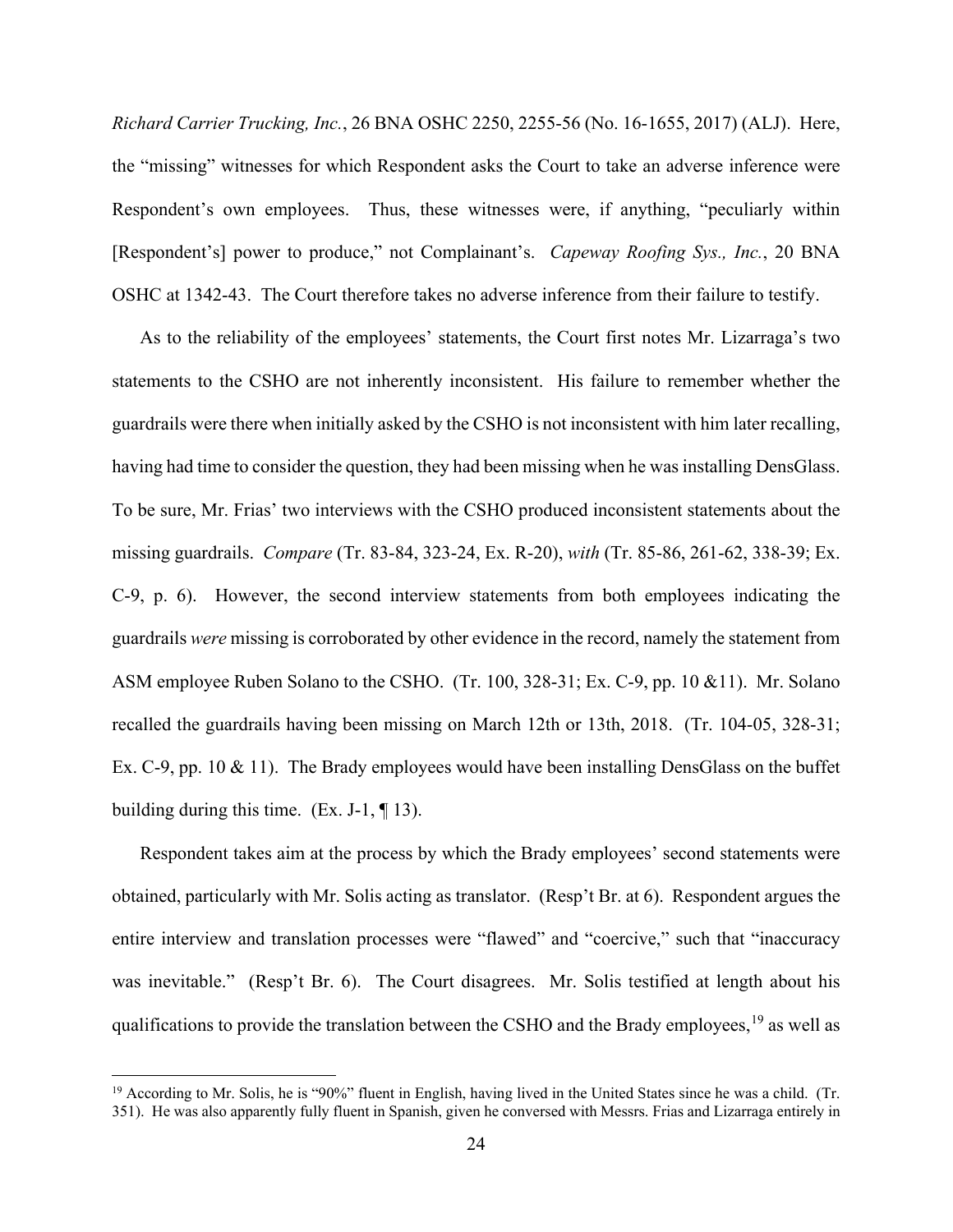*Richard Carrier Trucking, Inc.*, 26 BNA OSHC 2250, 2255-56 (No. 16-1655, 2017) (ALJ). Here, the "missing" witnesses for which Respondent asks the Court to take an adverse inference were Respondent's own employees. Thus, these witnesses were, if anything, "peculiarly within [Respondent's] power to produce," not Complainant's. *Capeway Roofing Sys., Inc.*, 20 BNA OSHC at 1342-43. The Court therefore takes no adverse inference from their failure to testify.

As to the reliability of the employees' statements, the Court first notes Mr. Lizarraga's two statements to the CSHO are not inherently inconsistent. His failure to remember whether the guardrails were there when initially asked by the CSHO is not inconsistent with him later recalling, having had time to consider the question, they had been missing when he was installing DensGlass. To be sure, Mr. Frias' two interviews with the CSHO produced inconsistent statements about the missing guardrails. *Compare* (Tr. 83-84, 323-24, Ex. R-20), *with* (Tr. 85-86, 261-62, 338-39; Ex. C-9, p. 6). However, the second interview statements from both employees indicating the guardrails *were* missing is corroborated by other evidence in the record, namely the statement from ASM employee Ruben Solano to the CSHO. (Tr. 100, 328-31; Ex. C-9, pp. 10 &11). Mr. Solano recalled the guardrails having been missing on March 12th or 13th, 2018. (Tr. 104-05, 328-31; Ex. C-9, pp. 10 & 11). The Brady employees would have been installing DensGlass on the buffet building during this time. (Ex. J-1, ¶ 13).

Respondent takes aim at the process by which the Brady employees' second statements were obtained, particularly with Mr. Solis acting as translator. (Resp't Br. at 6). Respondent argues the entire interview and translation processes were "flawed" and "coercive," such that "inaccuracy was inevitable." (Resp't Br. 6). The Court disagrees. Mr. Solis testified at length about his qualifications to provide the translation between the CSHO and the Brady employees,[19] as well as

[19] According to Mr. Solis, he is "90%" fluent in English, having lived in the United States since he was a child. (Tr. 351). He was also apparently fully fluent in Spanish, given he conversed with Messrs. Frias and Lizarraga entirely in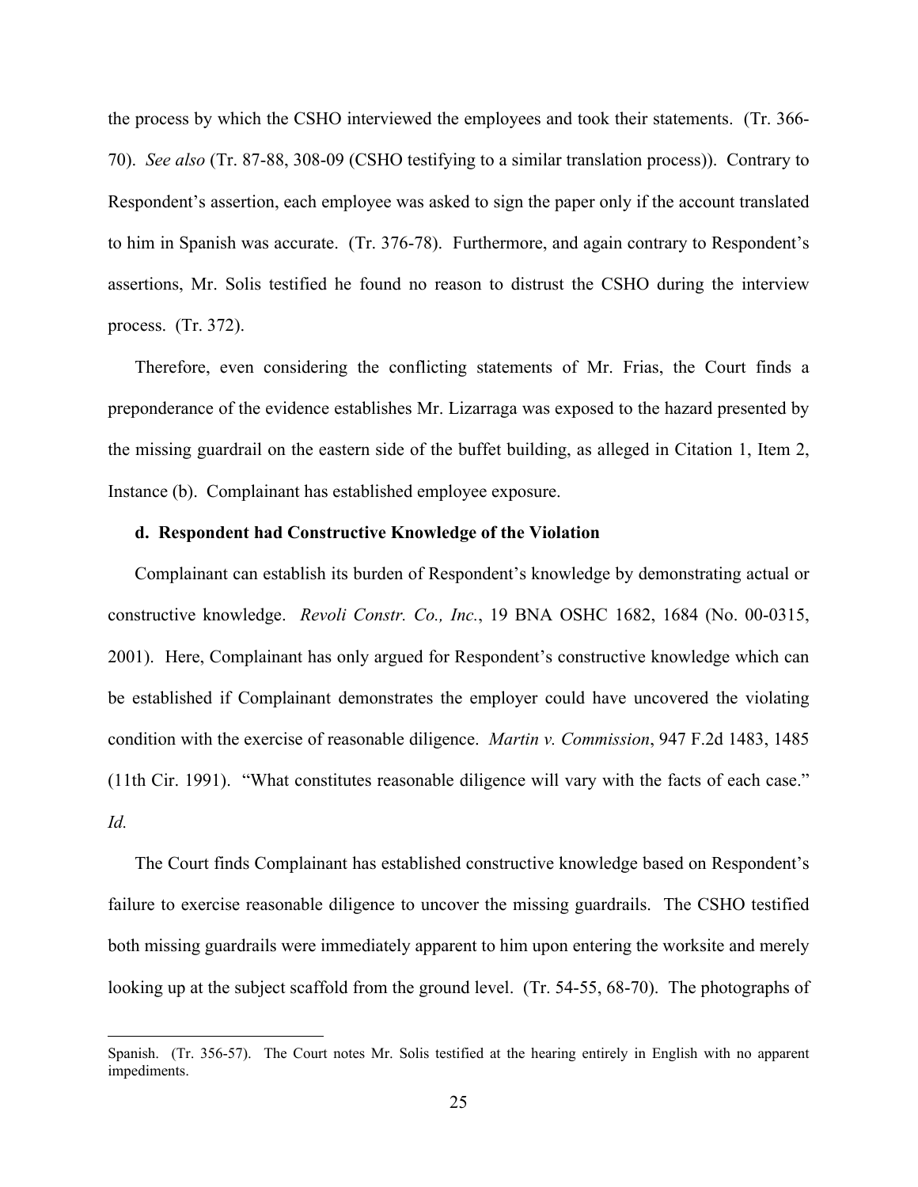the process by which the CSHO interviewed the employees and took their statements. (Tr. 366-70). *See also* (Tr. 87-88, 308-09 (CSHO testifying to a similar translation process)). Contrary to Respondent's assertion, each employee was asked to sign the paper only if the account translated to him in Spanish was accurate. (Tr. 376-78). Furthermore, and again contrary to Respondent's assertions, Mr. Solis testified he found no reason to distrust the CSHO during the interview process. (Tr. 372).

Therefore, even considering the conflicting statements of Mr. Frias, the Court finds a preponderance of the evidence establishes Mr. Lizarraga was exposed to the hazard presented by the missing guardrail on the eastern side of the buffet building, as alleged in Citation 1, Item 2, Instance (b). Complainant has established employee exposure.

**d. Respondent had Constructive Knowledge of the Violation**

Complainant can establish its burden of Respondent's knowledge by demonstrating actual or constructive knowledge. *Revoli Constr. Co., Inc.*, 19 BNA OSHC 1682, 1684 (No. 00-0315, 2001). Here, Complainant has only argued for Respondent's constructive knowledge which can be established if Complainant demonstrates the employer could have uncovered the violating condition with the exercise of reasonable diligence. *Martin v. Commission*, 947 F.2d 1483, 1485 (11th Cir. 1991). "What constitutes reasonable diligence will vary with the facts of each case." *Id.*

The Court finds Complainant has established constructive knowledge based on Respondent's failure to exercise reasonable diligence to uncover the missing guardrails. The CSHO testified both missing guardrails were immediately apparent to him upon entering the worksite and merely looking up at the subject scaffold from the ground level. (Tr. 54-55, 68-70). The photographs of

---

Spanish. (Tr. 356-57). The Court notes Mr. Solis testified at the hearing entirely in English with no apparent impediments.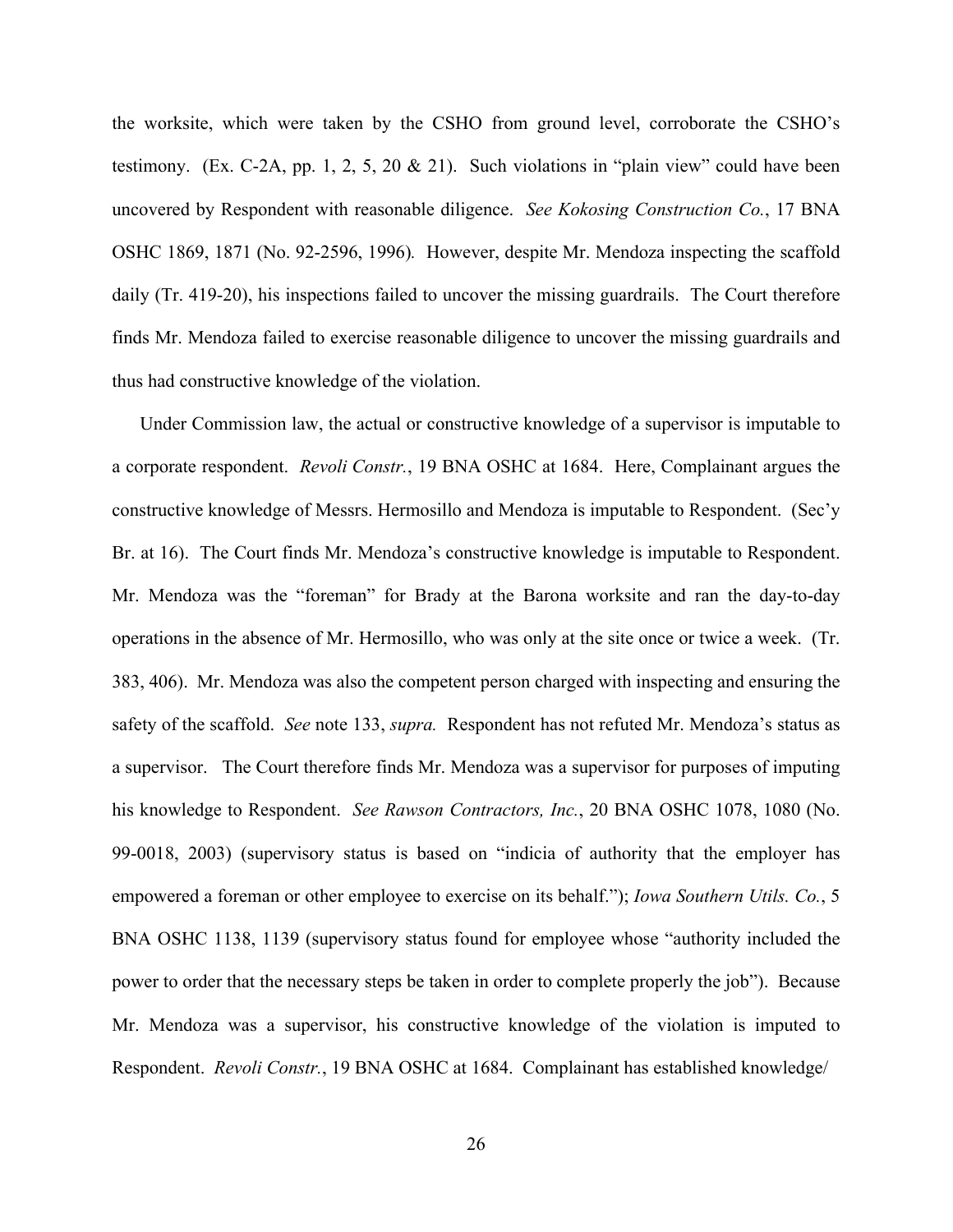the worksite, which were taken by the CSHO from ground level, corroborate the CSHO's testimony. (Ex. C-2A, pp. 1, 2, 5, 20 & 21). Such violations in "plain view" could have been uncovered by Respondent with reasonable diligence. *See Kokosing Construction Co.*, 17 BNA OSHC 1869, 1871 (No. 92-2596, 1996). However, despite Mr. Mendoza inspecting the scaffold daily (Tr. 419-20), his inspections failed to uncover the missing guardrails. The Court therefore finds Mr. Mendoza failed to exercise reasonable diligence to uncover the missing guardrails and thus had constructive knowledge of the violation.

Under Commission law, the actual or constructive knowledge of a supervisor is imputable to a corporate respondent. *Revoli Constr.*, 19 BNA OSHC at 1684. Here, Complainant argues the constructive knowledge of Messrs. Hermosillo and Mendoza is imputable to Respondent. (Sec'y Br. at 16). The Court finds Mr. Mendoza's constructive knowledge is imputable to Respondent. Mr. Mendoza was the "foreman" for Brady at the Barona worksite and ran the day-to-day operations in the absence of Mr. Hermosillo, who was only at the site once or twice a week. (Tr. 383, 406). Mr. Mendoza was also the competent person charged with inspecting and ensuring the safety of the scaffold. *See* note 133, *supra.* Respondent has not refuted Mr. Mendoza's status as a supervisor. The Court therefore finds Mr. Mendoza was a supervisor for purposes of imputing his knowledge to Respondent. *See Rawson Contractors, Inc.*, 20 BNA OSHC 1078, 1080 (No. 99-0018, 2003) (supervisory status is based on "indicia of authority that the employer has empowered a foreman or other employee to exercise on its behalf."); *Iowa Southern Utils. Co.*, 5 BNA OSHC 1138, 1139 (supervisory status found for employee whose "authority included the power to order that the necessary steps be taken in order to complete properly the job"). Because Mr. Mendoza was a supervisor, his constructive knowledge of the violation is imputed to Respondent. *Revoli Constr.*, 19 BNA OSHC at 1684. Complainant has established knowledge/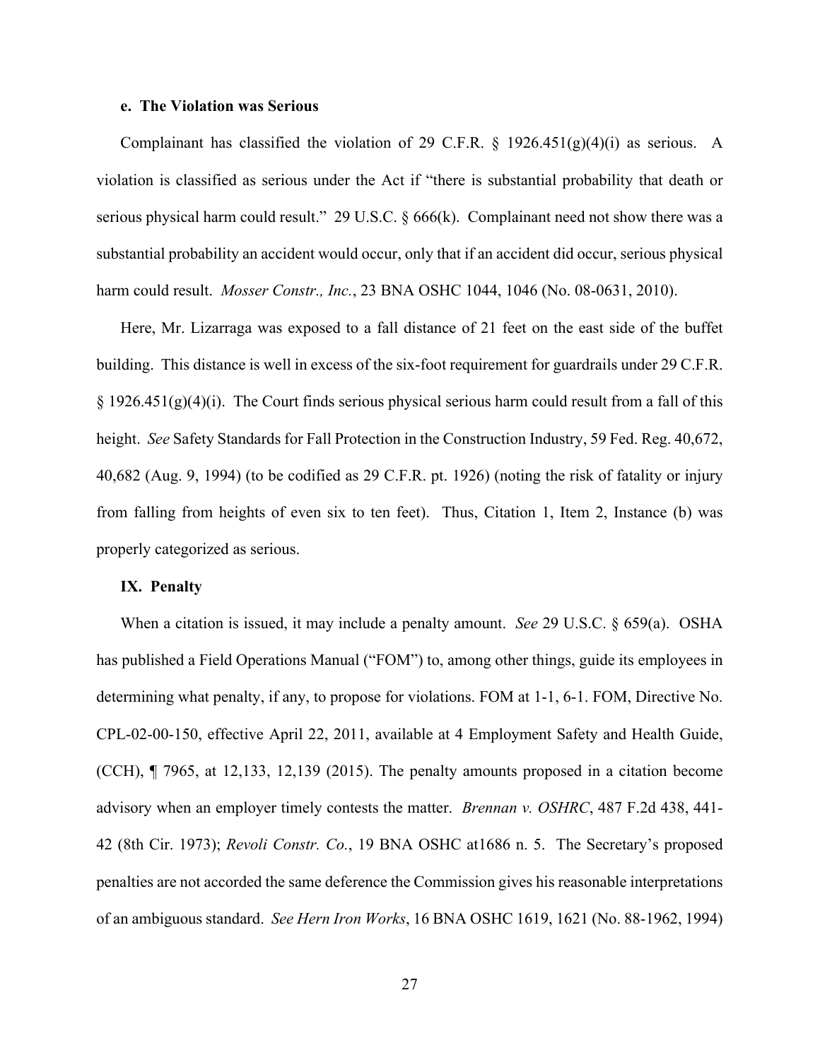#### e. The Violation was Serious

Complainant has classified the violation of 29 C.F.R. § 1926.451(g)(4)(i) as serious. A violation is classified as serious under the Act if "there is substantial probability that death or serious physical harm could result." 29 U.S.C. § 666(k). Complainant need not show there was a substantial probability an accident would occur, only that if an accident did occur, serious physical harm could result. *Mosser Constr., Inc.*, 23 BNA OSHC 1044, 1046 (No. 08-0631, 2010).

Here, Mr. Lizarraga was exposed to a fall distance of 21 feet on the east side of the buffet building. This distance is well in excess of the six-foot requirement for guardrails under 29 C.F.R. § 1926.451(g)(4)(i). The Court finds serious physical serious harm could result from a fall of this height. *See* Safety Standards for Fall Protection in the Construction Industry, 59 Fed. Reg. 40,672, 40,682 (Aug. 9, 1994) (to be codified as 29 C.F.R. pt. 1926) (noting the risk of fatality or injury from falling from heights of even six to ten feet). Thus, Citation 1, Item 2, Instance (b) was properly categorized as serious.

### IX. Penalty

When a citation is issued, it may include a penalty amount. *See* 29 U.S.C. § 659(a). OSHA has published a Field Operations Manual ("FOM") to, among other things, guide its employees in determining what penalty, if any, to propose for violations. FOM at 1-1, 6-1. FOM, Directive No. CPL-02-00-150, effective April 22, 2011, available at 4 Employment Safety and Health Guide, (CCH), ¶ 7965, at 12,133, 12,139 (2015). The penalty amounts proposed in a citation become advisory when an employer timely contests the matter. *Brennan v. OSHRC*, 487 F.2d 438, 441-42 (8th Cir. 1973); *Revoli Constr. Co.*, 19 BNA OSHC at1686 n. 5. The Secretary's proposed penalties are not accorded the same deference the Commission gives his reasonable interpretations of an ambiguous standard. *See Hern Iron Works*, 16 BNA OSHC 1619, 1621 (No. 88-1962, 1994)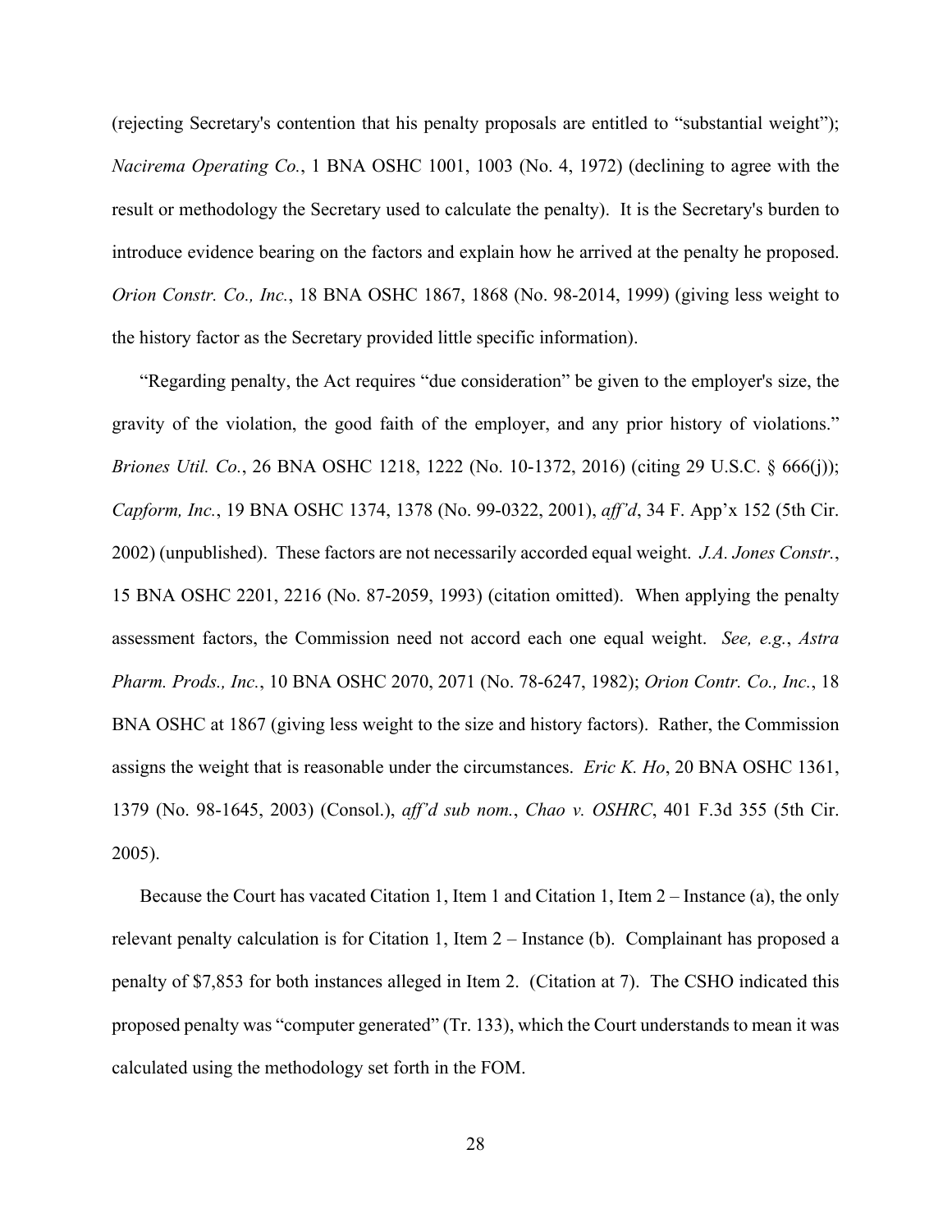(rejecting Secretary's contention that his penalty proposals are entitled to "substantial weight"); *Nacirema Operating Co.*, 1 BNA OSHC 1001, 1003 (No. 4, 1972) (declining to agree with the result or methodology the Secretary used to calculate the penalty). It is the Secretary's burden to introduce evidence bearing on the factors and explain how he arrived at the penalty he proposed. *Orion Constr. Co., Inc.*, 18 BNA OSHC 1867, 1868 (No. 98-2014, 1999) (giving less weight to the history factor as the Secretary provided little specific information).

"Regarding penalty, the Act requires "due consideration" be given to the employer's size, the gravity of the violation, the good faith of the employer, and any prior history of violations." *Briones Util. Co.*, 26 BNA OSHC 1218, 1222 (No. 10-1372, 2016) (citing 29 U.S.C. § 666(j)); *Capform, Inc.*, 19 BNA OSHC 1374, 1378 (No. 99-0322, 2001), *aff'd*, 34 F. App'x 152 (5th Cir. 2002) (unpublished). These factors are not necessarily accorded equal weight. *J.A. Jones Constr.*, 15 BNA OSHC 2201, 2216 (No. 87-2059, 1993) (citation omitted). When applying the penalty assessment factors, the Commission need not accord each one equal weight. *See, e.g.*, *Astra Pharm. Prods., Inc.*, 10 BNA OSHC 2070, 2071 (No. 78-6247, 1982); *Orion Contr. Co., Inc.*, 18 BNA OSHC at 1867 (giving less weight to the size and history factors). Rather, the Commission assigns the weight that is reasonable under the circumstances. *Eric K. Ho*, 20 BNA OSHC 1361, 1379 (No. 98-1645, 2003) (Consol.), *aff'd sub nom.*, *Chao v. OSHRC*, 401 F.3d 355 (5th Cir. 2005).

Because the Court has vacated Citation 1, Item 1 and Citation 1, Item 2 – Instance (a), the only relevant penalty calculation is for Citation 1, Item 2 – Instance (b). Complainant has proposed a penalty of $7,853 for both instances alleged in Item 2. (Citation at 7). The CSHO indicated this proposed penalty was "computer generated" (Tr. 133), which the Court understands to mean it was calculated using the methodology set forth in the FOM.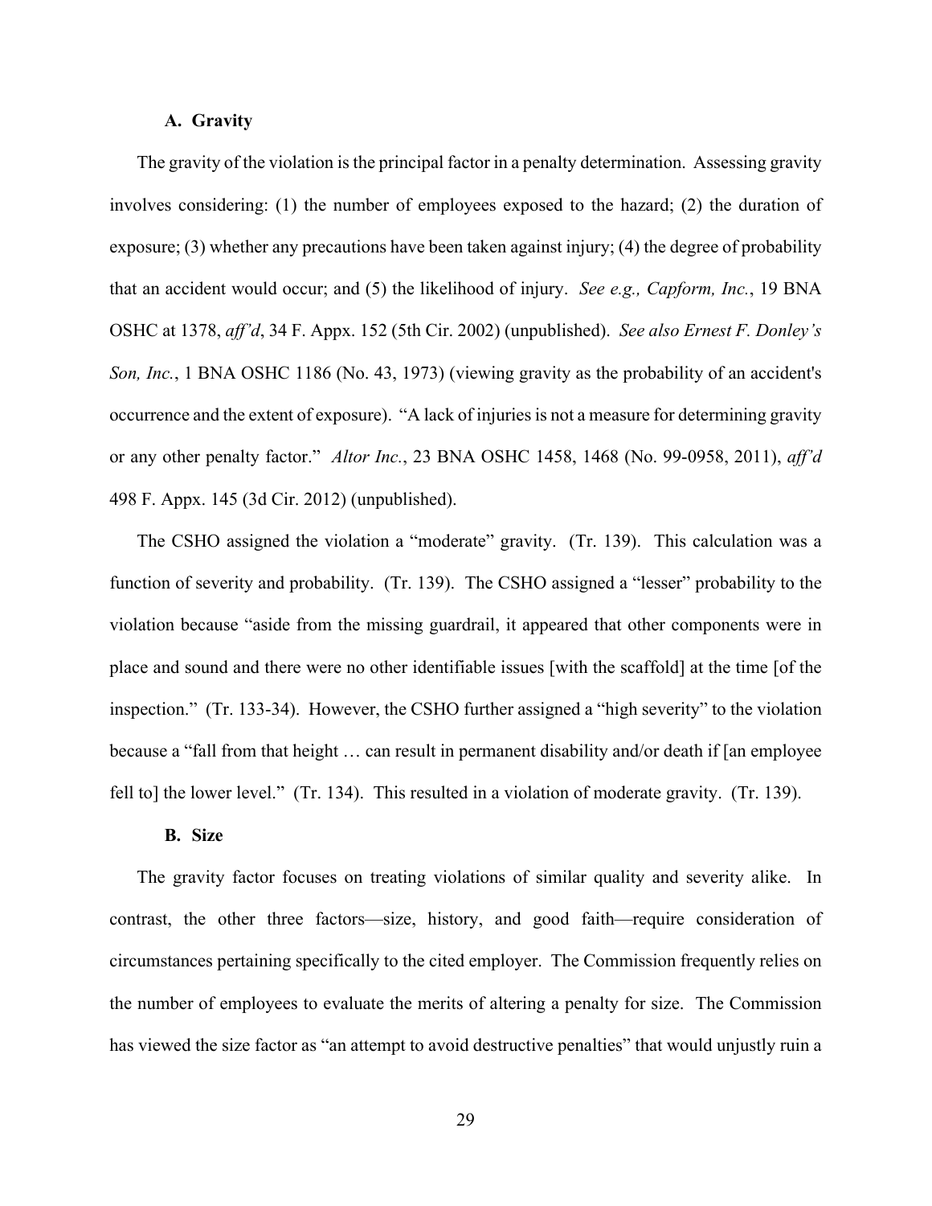### A. Gravity

The gravity of the violation is the principal factor in a penalty determination. Assessing gravity involves considering: (1) the number of employees exposed to the hazard; (2) the duration of exposure; (3) whether any precautions have been taken against injury; (4) the degree of probability that an accident would occur; and (5) the likelihood of injury. *See e.g., Capform, Inc.*, 19 BNA OSHC at 1378, *aff'd*, 34 F. Appx. 152 (5th Cir. 2002) (unpublished). *See also Ernest F. Donley's Son, Inc.*, 1 BNA OSHC 1186 (No. 43, 1973) (viewing gravity as the probability of an accident's occurrence and the extent of exposure). "A lack of injuries is not a measure for determining gravity or any other penalty factor." *Altor Inc.*, 23 BNA OSHC 1458, 1468 (No. 99-0958, 2011), *aff'd* 498 F. Appx. 145 (3d Cir. 2012) (unpublished).

The CSHO assigned the violation a "moderate" gravity. (Tr. 139). This calculation was a function of severity and probability. (Tr. 139). The CSHO assigned a "lesser" probability to the violation because "aside from the missing guardrail, it appeared that other components were in place and sound and there were no other identifiable issues [with the scaffold] at the time [of the inspection." (Tr. 133-34). However, the CSHO further assigned a "high severity" to the violation because a "fall from that height … can result in permanent disability and/or death if [an employee fell to] the lower level." (Tr. 134). This resulted in a violation of moderate gravity. (Tr. 139).

### B. Size

The gravity factor focuses on treating violations of similar quality and severity alike. In contrast, the other three factors—size, history, and good faith—require consideration of circumstances pertaining specifically to the cited employer. The Commission frequently relies on the number of employees to evaluate the merits of altering a penalty for size. The Commission has viewed the size factor as "an attempt to avoid destructive penalties" that would unjustly ruin a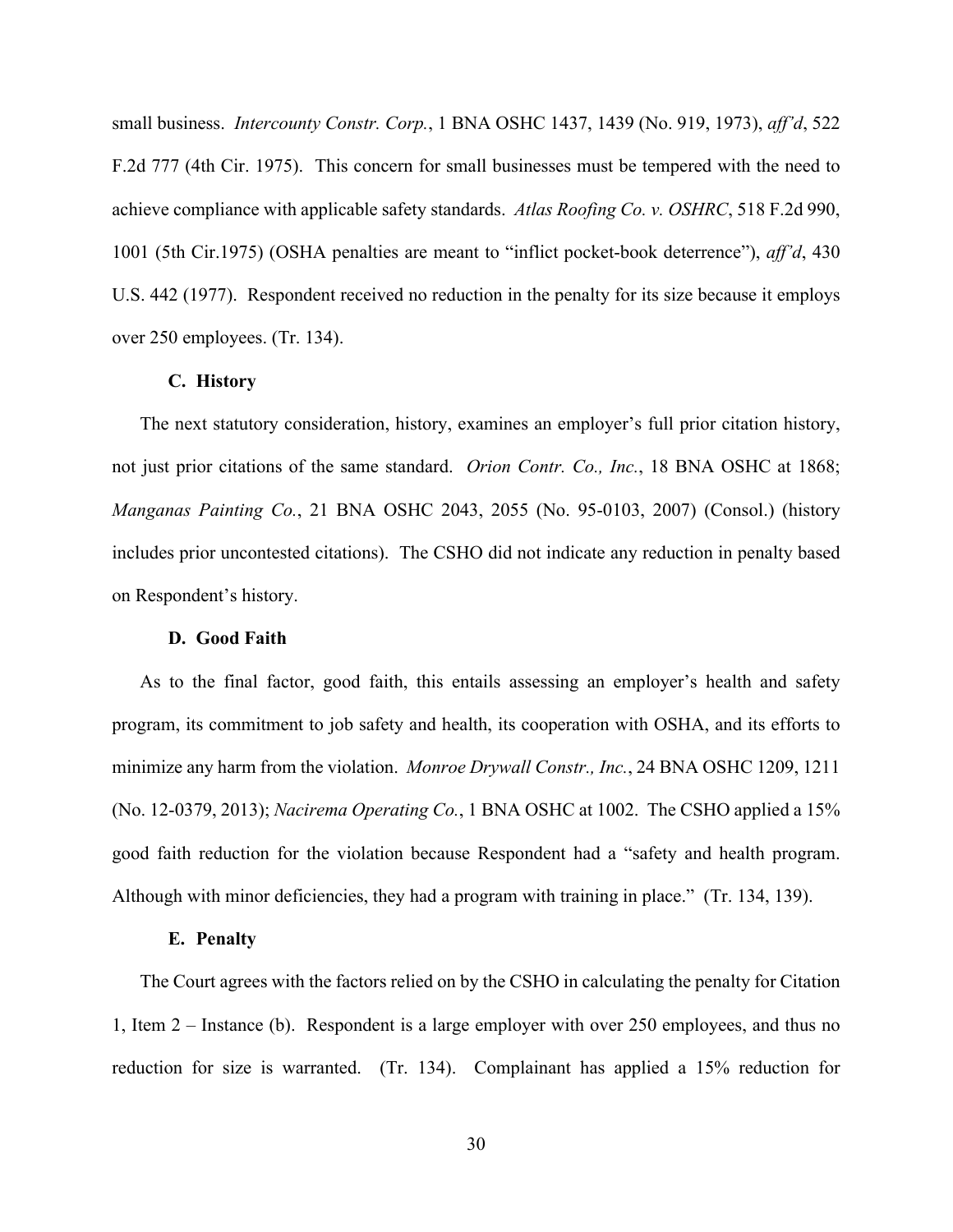small business. *Intercounty Constr. Corp.*, 1 BNA OSHC 1437, 1439 (No. 919, 1973), *aff'd*, 522 F.2d 777 (4th Cir. 1975). This concern for small businesses must be tempered with the need to achieve compliance with applicable safety standards. *Atlas Roofing Co. v. OSHRC*, 518 F.2d 990, 1001 (5th Cir.1975) (OSHA penalties are meant to "inflict pocket-book deterrence"), *aff'd*, 430 U.S. 442 (1977). Respondent received no reduction in the penalty for its size because it employs over 250 employees. (Tr. 134).

### C. History

The next statutory consideration, history, examines an employer's full prior citation history, not just prior citations of the same standard. *Orion Contr. Co., Inc.*, 18 BNA OSHC at 1868; *Manganas Painting Co.*, 21 BNA OSHC 2043, 2055 (No. 95-0103, 2007) (Consol.) (history includes prior uncontested citations). The CSHO did not indicate any reduction in penalty based on Respondent's history.

### D. Good Faith

As to the final factor, good faith, this entails assessing an employer's health and safety program, its commitment to job safety and health, its cooperation with OSHA, and its efforts to minimize any harm from the violation. *Monroe Drywall Constr., Inc.*, 24 BNA OSHC 1209, 1211 (No. 12-0379, 2013); *Nacirema Operating Co.*, 1 BNA OSHC at 1002. The CSHO applied a 15% good faith reduction for the violation because Respondent had a "safety and health program. Although with minor deficiencies, they had a program with training in place." (Tr. 134, 139).

### E. Penalty

The Court agrees with the factors relied on by the CSHO in calculating the penalty for Citation 1, Item 2 – Instance (b). Respondent is a large employer with over 250 employees, and thus no reduction for size is warranted. (Tr. 134). Complainant has applied a 15% reduction for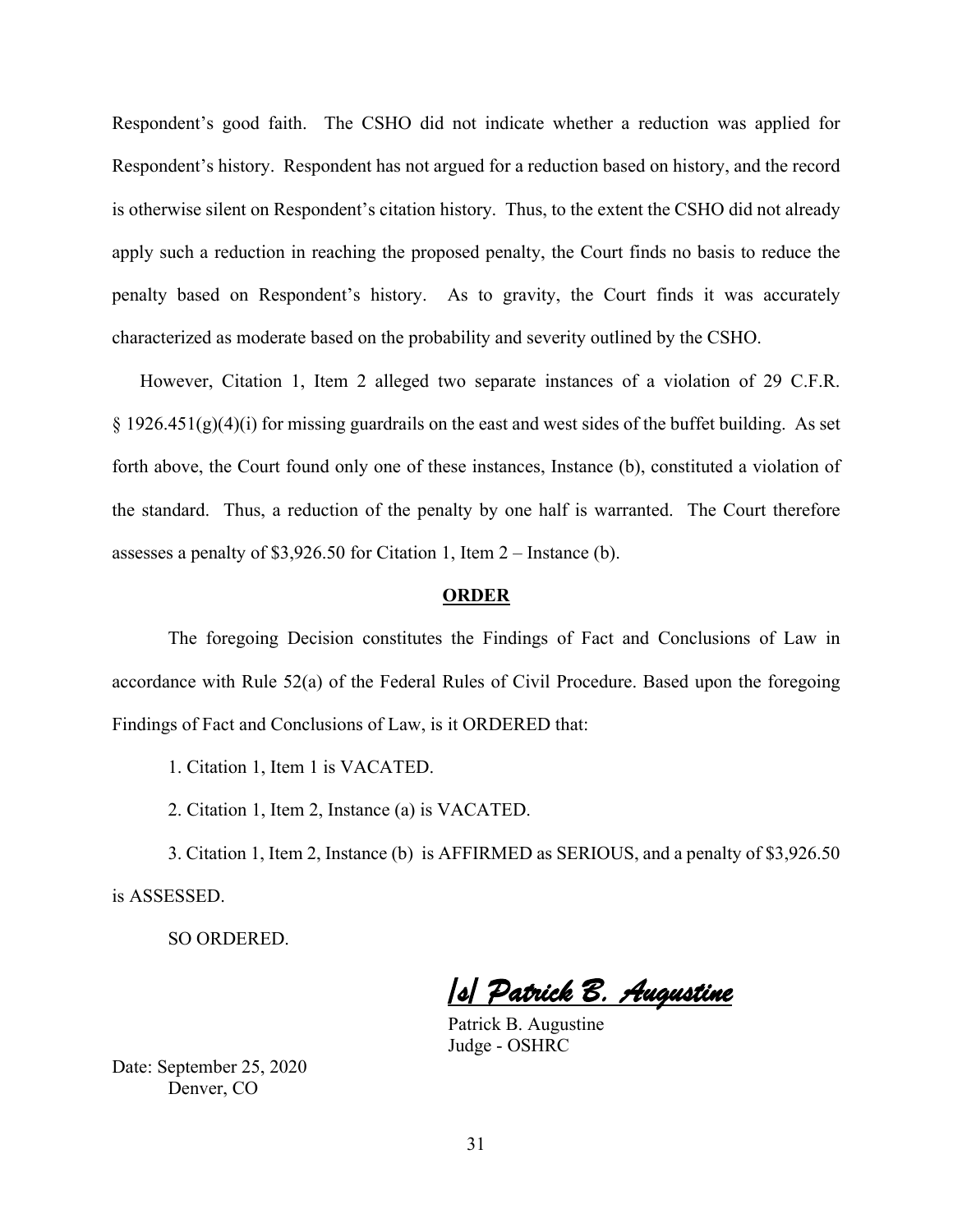Respondent's good faith. The CSHO did not indicate whether a reduction was applied for Respondent's history. Respondent has not argued for a reduction based on history, and the record is otherwise silent on Respondent's citation history. Thus, to the extent the CSHO did not already apply such a reduction in reaching the proposed penalty, the Court finds no basis to reduce the penalty based on Respondent's history. As to gravity, the Court finds it was accurately characterized as moderate based on the probability and severity outlined by the CSHO.

However, Citation 1, Item 2 alleged two separate instances of a violation of 29 C.F.R. § 1926.451(g)(4)(i) for missing guardrails on the east and west sides of the buffet building. As set forth above, the Court found only one of these instances, Instance (b), constituted a violation of the standard. Thus, a reduction of the penalty by one half is warranted. The Court therefore assesses a penalty of $3,926.50 for Citation 1, Item 2 – Instance (b).

## ORDER

The foregoing Decision constitutes the Findings of Fact and Conclusions of Law in accordance with Rule 52(a) of the Federal Rules of Civil Procedure. Based upon the foregoing Findings of Fact and Conclusions of Law, is it ORDERED that:

1. Citation 1, Item 1 is VACATED.

2. Citation 1, Item 2, Instance (a) is VACATED.

3. Citation 1, Item 2, Instance (b) is AFFIRMED as SERIOUS, and a penalty of $3,926.50 is ASSESSED.

SO ORDERED.

*/s/ Patrick B. Augustine*

Patrick B. Augustine
Judge - OSHRC

Date: September 25, 2020
Denver, CO